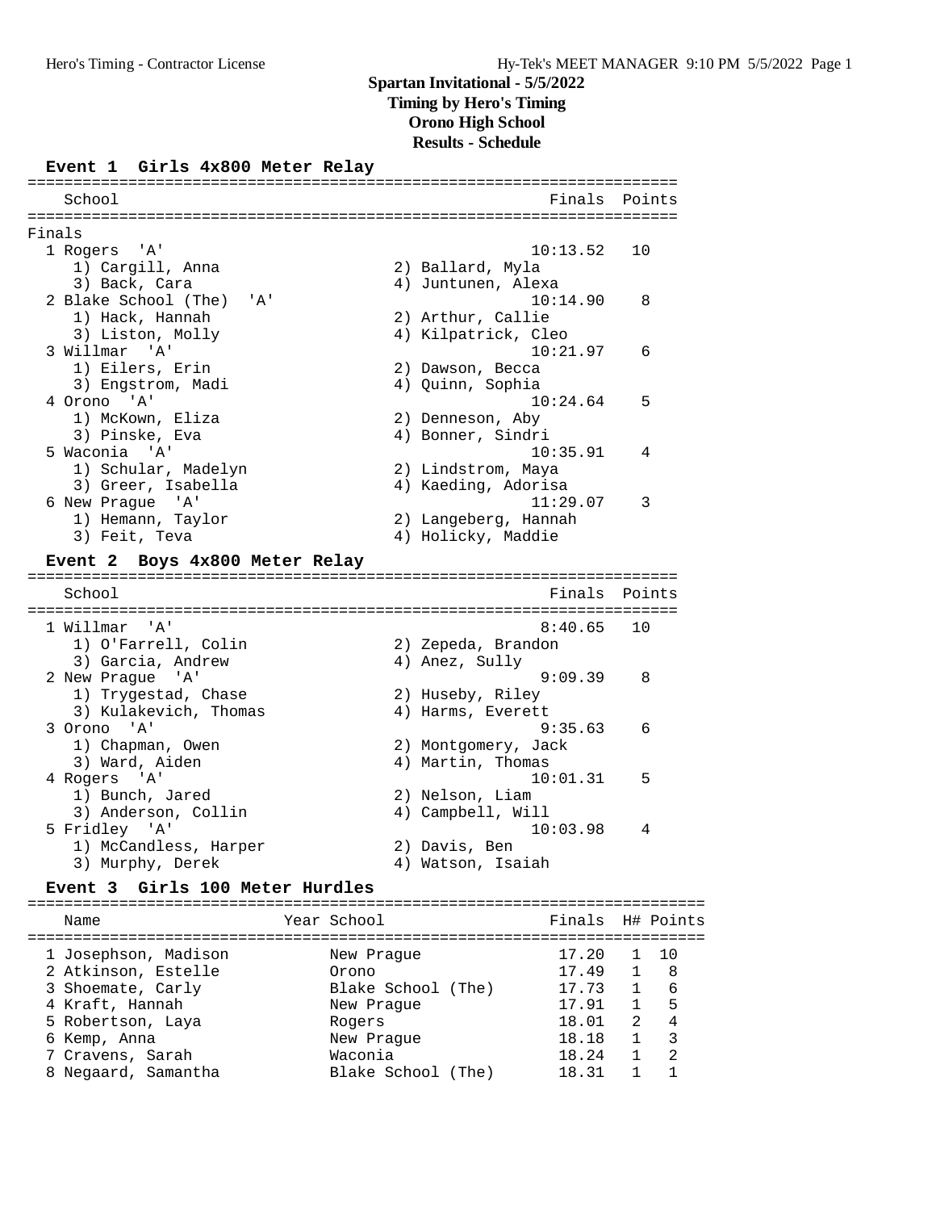# Spartan Invitational - 5/5/2022
## Timing by Hero's Timing
## Orono High School
## Results - Schedule

### Event 1 Girls 4x800 Meter Relay

| Place | School | Finals | Points |
|---|---|---|---|
| Finals | | | |
| 1 | Rogers 'A' | 10:13.52 | 10 |
| | 1) Cargill, Anna 2) Ballard, Myla 3) Back, Cara 4) Juntunen, Alexa | | |
| 2 | Blake School (The) 'A' | 10:14.90 | 8 |
| | 1) Hack, Hannah 2) Arthur, Callie 3) Liston, Molly 4) Kilpatrick, Cleo | | |
| 3 | Willmar 'A' | 10:21.97 | 6 |
| | 1) Eilers, Erin 2) Dawson, Becca 3) Engstrom, Madi 4) Quinn, Sophia | | |
| 4 | Orono 'A' | 10:24.64 | 5 |
| | 1) McKown, Eliza 2) Denneson, Aby 3) Pinske, Eva 4) Bonner, Sindri | | |
| 5 | Waconia 'A' | 10:35.91 | 4 |
| | 1) Schular, Madelyn 2) Lindstrom, Maya 3) Greer, Isabella 4) Kaeding, Adorisa | | |
| 6 | New Prague 'A' | 11:29.07 | 3 |
| | 1) Hemann, Taylor 2) Langeberg, Hannah 3) Feit, Teva 4) Holicky, Maddie | | |

### Event 2 Boys 4x800 Meter Relay

| Place | School | Finals | Points |
|---|---|---|---|
| 1 | Willmar 'A' | 8:40.65 | 10 |
| | 1) O'Farrell, Colin 2) Zepeda, Brandon 3) Garcia, Andrew 4) Anez, Sully | | |
| 2 | New Prague 'A' | 9:09.39 | 8 |
| | 1) Trygestad, Chase 2) Huseby, Riley 3) Kulakevich, Thomas 4) Harms, Everett | | |
| 3 | Orono 'A' | 9:35.63 | 6 |
| | 1) Chapman, Owen 2) Montgomery, Jack 3) Ward, Aiden 4) Martin, Thomas | | |
| 4 | Rogers 'A' | 10:01.31 | 5 |
| | 1) Bunch, Jared 2) Nelson, Liam 3) Anderson, Collin 4) Campbell, Will | | |
| 5 | Fridley 'A' | 10:03.98 | 4 |
| | 1) McCandless, Harper 2) Davis, Ben 3) Murphy, Derek 4) Watson, Isaiah | | |

### Event 3 Girls 100 Meter Hurdles

| Place | Name | Year | School | Finals | H# | Points |
|---|---|---|---|---|---|---|
| 1 | Josephson, Madison | | New Prague | 17.20 | 1 | 10 |
| 2 | Atkinson, Estelle | | Orono | 17.49 | 1 | 8 |
| 3 | Shoemate, Carly | | Blake School (The) | 17.73 | 1 | 6 |
| 4 | Kraft, Hannah | | New Prague | 17.91 | 1 | 5 |
| 5 | Robertson, Laya | | Rogers | 18.01 | 2 | 4 |
| 6 | Kemp, Anna | | New Prague | 18.18 | 1 | 3 |
| 7 | Cravens, Sarah | | Waconia | 18.24 | 1 | 2 |
| 8 | Negaard, Samantha | | Blake School (The) | 18.31 | 1 | 1 |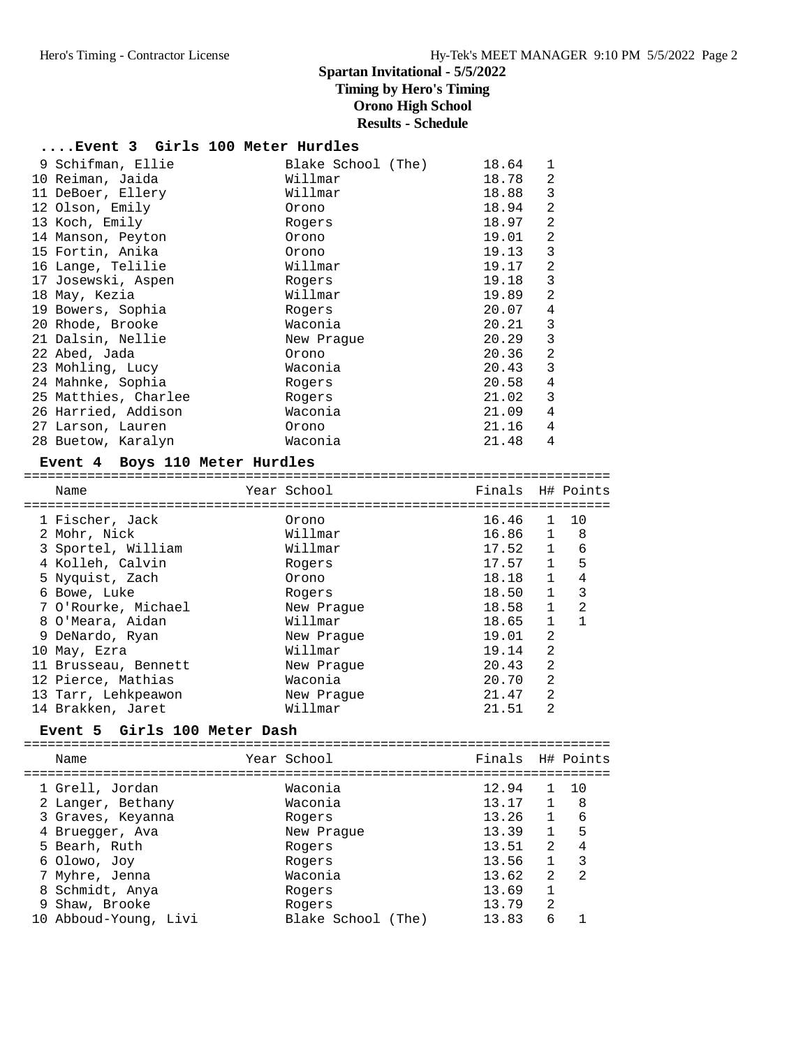# Spartan Invitational - 5/5/2022

**Timing by Hero's Timing**

**Orono High School**

**Results - Schedule**

## ....Event 3 Girls 100 Meter Hurdles

| Name | Year | School | Finals | H# | Points |
|---|---|---|---|---|---|
| 9 Schifman, Ellie | | Blake School (The) | 18.64 | 1 | |
| 10 Reiman, Jaida | | Willmar | 18.78 | 2 | |
| 11 DeBoer, Ellery | | Willmar | 18.88 | 3 | |
| 12 Olson, Emily | | Orono | 18.94 | 2 | |
| 13 Koch, Emily | | Rogers | 18.97 | 2 | |
| 14 Manson, Peyton | | Orono | 19.01 | 2 | |
| 15 Fortin, Anika | | Orono | 19.13 | 3 | |
| 16 Lange, Telilie | | Willmar | 19.17 | 2 | |
| 17 Josewski, Aspen | | Rogers | 19.18 | 3 | |
| 18 May, Kezia | | Willmar | 19.89 | 2 | |
| 19 Bowers, Sophia | | Rogers | 20.07 | 4 | |
| 20 Rhode, Brooke | | Waconia | 20.21 | 3 | |
| 21 Dalsin, Nellie | | New Prague | 20.29 | 3 | |
| 22 Abed, Jada | | Orono | 20.36 | 2 | |
| 23 Mohling, Lucy | | Waconia | 20.43 | 3 | |
| 24 Mahnke, Sophia | | Rogers | 20.58 | 4 | |
| 25 Matthies, Charlee | | Rogers | 21.02 | 3 | |
| 26 Harried, Addison | | Waconia | 21.09 | 4 | |
| 27 Larson, Lauren | | Orono | 21.16 | 4 | |
| 28 Buetow, Karalyn | | Waconia | 21.48 | 4 | |

## Event 4 Boys 110 Meter Hurdles

| Name | Year | School | Finals | H# | Points |
|---|---|---|---|---|---|
| 1 Fischer, Jack | | Orono | 16.46 | 1 | 10 |
| 2 Mohr, Nick | | Willmar | 16.86 | 1 | 8 |
| 3 Sportel, William | | Willmar | 17.52 | 1 | 6 |
| 4 Kolleh, Calvin | | Rogers | 17.57 | 1 | 5 |
| 5 Nyquist, Zach | | Orono | 18.18 | 1 | 4 |
| 6 Bowe, Luke | | Rogers | 18.50 | 1 | 3 |
| 7 O'Rourke, Michael | | New Prague | 18.58 | 1 | 2 |
| 8 O'Meara, Aidan | | Willmar | 18.65 | 1 | 1 |
| 9 DeNardo, Ryan | | New Prague | 19.01 | 2 | |
| 10 May, Ezra | | Willmar | 19.14 | 2 | |
| 11 Brusseau, Bennett | | New Prague | 20.43 | 2 | |
| 12 Pierce, Mathias | | Waconia | 20.70 | 2 | |
| 13 Tarr, Lehkpeawon | | New Prague | 21.47 | 2 | |
| 14 Brakken, Jaret | | Willmar | 21.51 | 2 | |

## Event 5 Girls 100 Meter Dash

| Name | Year | School | Finals | H# | Points |
|---|---|---|---|---|---|
| 1 Grell, Jordan | | Waconia | 12.94 | 1 | 10 |
| 2 Langer, Bethany | | Waconia | 13.17 | 1 | 8 |
| 3 Graves, Keyanna | | Rogers | 13.26 | 1 | 6 |
| 4 Bruegger, Ava | | New Prague | 13.39 | 1 | 5 |
| 5 Bearh, Ruth | | Rogers | 13.51 | 2 | 4 |
| 6 Olowo, Joy | | Rogers | 13.56 | 1 | 3 |
| 7 Myhre, Jenna | | Waconia | 13.62 | 2 | 2 |
| 8 Schmidt, Anya | | Rogers | 13.69 | 1 | |
| 9 Shaw, Brooke | | Rogers | 13.79 | 2 | |
| 10 Abboud-Young, Livi | | Blake School (The) | 13.83 | 6 | 1 |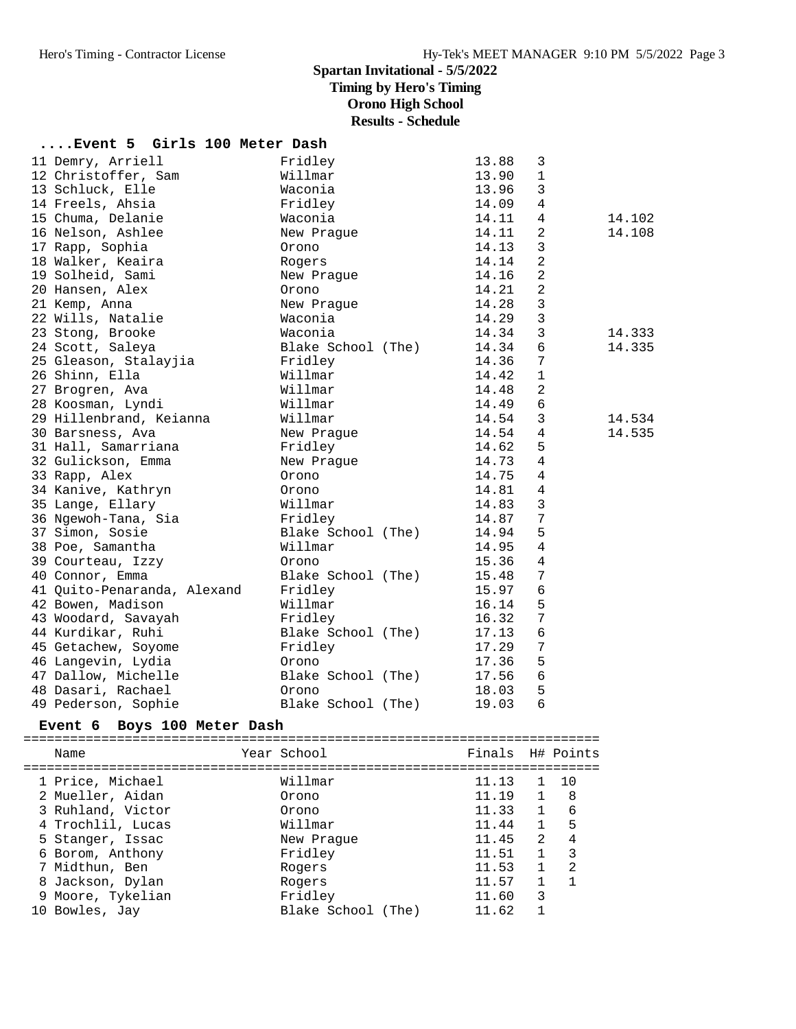# Spartan Invitational - 5/5/2022

## Timing by Hero's Timing

## Orono High School

## Results - Schedule

### ....Event 5 Girls 100 Meter Dash

| Place | Name | Year | School | Finals | H# | Points |
|---|---|---|---|---|---|---|
| 11 | Demry, Arriell | | Fridley | 13.88 | 3 | |
| 12 | Christoffer, Sam | | Willmar | 13.90 | 1 | |
| 13 | Schluck, Elle | | Waconia | 13.96 | 3 | |
| 14 | Freels, Ahsia | | Fridley | 14.09 | 4 | |
| 15 | Chuma, Delanie | | Waconia | 14.11 | 4 | 14.102 |
| 16 | Nelson, Ashlee | | New Prague | 14.11 | 2 | 14.108 |
| 17 | Rapp, Sophia | | Orono | 14.13 | 3 | |
| 18 | Walker, Keaira | | Rogers | 14.14 | 2 | |
| 19 | Solheid, Sami | | New Prague | 14.16 | 2 | |
| 20 | Hansen, Alex | | Orono | 14.21 | 2 | |
| 21 | Kemp, Anna | | New Prague | 14.28 | 3 | |
| 22 | Wills, Natalie | | Waconia | 14.29 | 3 | |
| 23 | Stong, Brooke | | Waconia | 14.34 | 3 | 14.333 |
| 24 | Scott, Saleya | | Blake School (The) | 14.34 | 6 | 14.335 |
| 25 | Gleason, Stalayjia | | Fridley | 14.36 | 7 | |
| 26 | Shinn, Ella | | Willmar | 14.42 | 1 | |
| 27 | Brogren, Ava | | Willmar | 14.48 | 2 | |
| 28 | Koosman, Lyndi | | Willmar | 14.49 | 6 | |
| 29 | Hillenbrand, Keianna | | Willmar | 14.54 | 3 | 14.534 |
| 30 | Barsness, Ava | | New Prague | 14.54 | 4 | 14.535 |
| 31 | Hall, Samarriana | | Fridley | 14.62 | 5 | |
| 32 | Gulickson, Emma | | New Prague | 14.73 | 4 | |
| 33 | Rapp, Alex | | Orono | 14.75 | 4 | |
| 34 | Kanive, Kathryn | | Orono | 14.81 | 4 | |
| 35 | Lange, Ellary | | Willmar | 14.83 | 3 | |
| 36 | Ngewoh-Tana, Sia | | Fridley | 14.87 | 7 | |
| 37 | Simon, Sosie | | Blake School (The) | 14.94 | 5 | |
| 38 | Poe, Samantha | | Willmar | 14.95 | 4 | |
| 39 | Courteau, Izzy | | Orono | 15.36 | 4 | |
| 40 | Connor, Emma | | Blake School (The) | 15.48 | 7 | |
| 41 | Quito-Penaranda, Alexand | | Fridley | 15.97 | 6 | |
| 42 | Bowen, Madison | | Willmar | 16.14 | 5 | |
| 43 | Woodard, Savayah | | Fridley | 16.32 | 7 | |
| 44 | Kurdikar, Ruhi | | Blake School (The) | 17.13 | 6 | |
| 45 | Getachew, Soyome | | Fridley | 17.29 | 7 | |
| 46 | Langevin, Lydia | | Orono | 17.36 | 5 | |
| 47 | Dallow, Michelle | | Blake School (The) | 17.56 | 6 | |
| 48 | Dasari, Rachael | | Orono | 18.03 | 5 | |
| 49 | Pederson, Sophie | | Blake School (The) | 19.03 | 6 | |

### Event 6 Boys 100 Meter Dash

| Place | Name | Year | School | Finals | H# | Points |
|---|---|---|---|---|---|---|
| 1 | Price, Michael | | Willmar | 11.13 | 1 | 10 |
| 2 | Mueller, Aidan | | Orono | 11.19 | 1 | 8 |
| 3 | Ruhland, Victor | | Orono | 11.33 | 1 | 6 |
| 4 | Trochlil, Lucas | | Willmar | 11.44 | 1 | 5 |
| 5 | Stanger, Issac | | New Prague | 11.45 | 2 | 4 |
| 6 | Borom, Anthony | | Fridley | 11.51 | 1 | 3 |
| 7 | Midthun, Ben | | Rogers | 11.53 | 1 | 2 |
| 8 | Jackson, Dylan | | Rogers | 11.57 | 1 | 1 |
| 9 | Moore, Tykelian | | Fridley | 11.60 | 3 | |
| 10 | Bowles, Jay | | Blake School (The) | 11.62 | 1 | |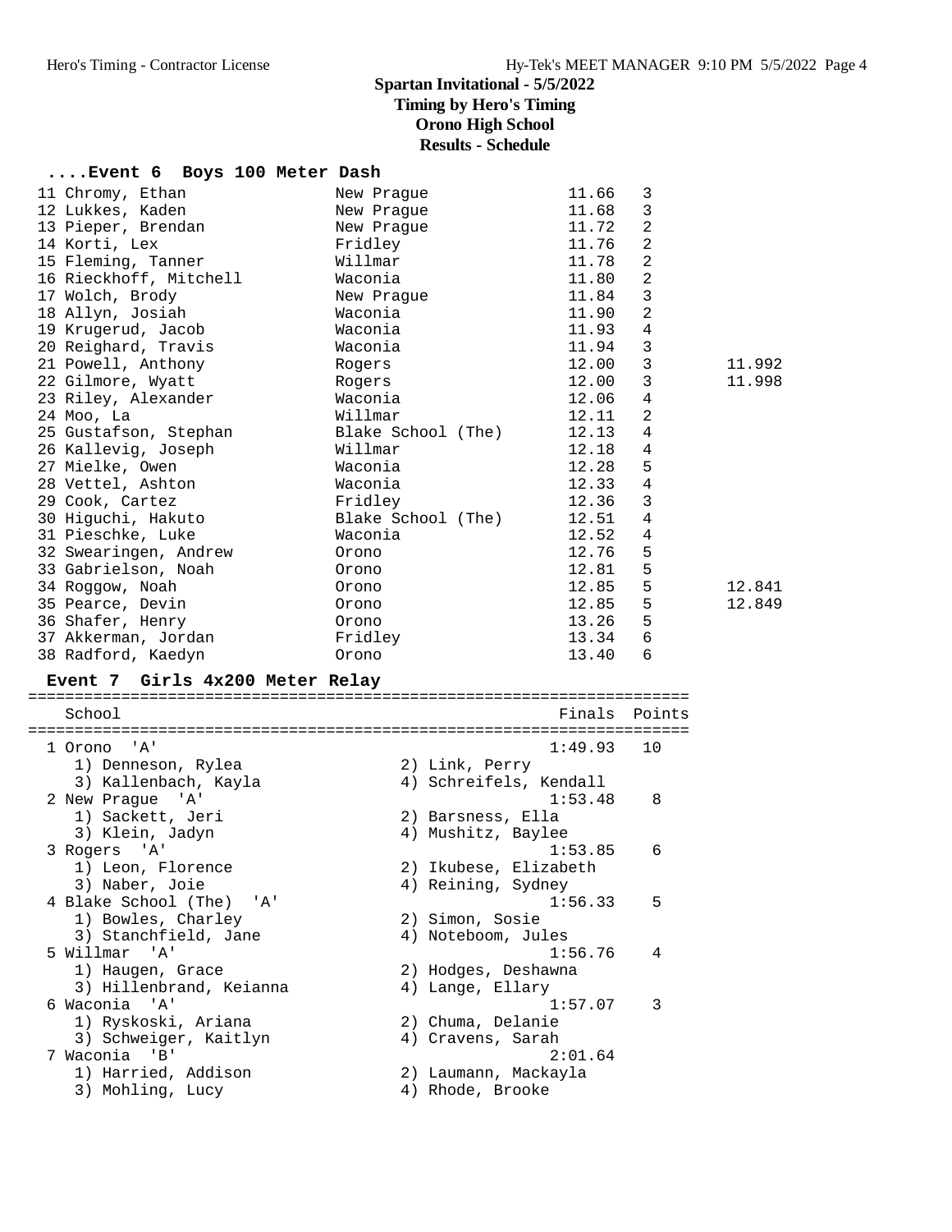Spartan Invitational - 5/5/2022
Timing by Hero's Timing
Orono High School
Results - Schedule

## ....Event 6 Boys 100 Meter Dash

| Place | Name | School | Finals | Heat | |
|---|---|---|---|---|---|
| 11 | Chromy, Ethan | New Prague | 11.66 | 3 | |
| 12 | Lukkes, Kaden | New Prague | 11.68 | 3 | |
| 13 | Pieper, Brendan | New Prague | 11.72 | 2 | |
| 14 | Korti, Lex | Fridley | 11.76 | 2 | |
| 15 | Fleming, Tanner | Willmar | 11.78 | 2 | |
| 16 | Rieckhoff, Mitchell | Waconia | 11.80 | 2 | |
| 17 | Wolch, Brody | New Prague | 11.84 | 3 | |
| 18 | Allyn, Josiah | Waconia | 11.90 | 2 | |
| 19 | Krugerud, Jacob | Waconia | 11.93 | 4 | |
| 20 | Reighard, Travis | Waconia | 11.94 | 3 | |
| 21 | Powell, Anthony | Rogers | 12.00 | 3 | 11.992 |
| 22 | Gilmore, Wyatt | Rogers | 12.00 | 3 | 11.998 |
| 23 | Riley, Alexander | Waconia | 12.06 | 4 | |
| 24 | Moo, La | Willmar | 12.11 | 2 | |
| 25 | Gustafson, Stephan | Blake School (The) | 12.13 | 4 | |
| 26 | Kallevig, Joseph | Willmar | 12.18 | 4 | |
| 27 | Mielke, Owen | Waconia | 12.28 | 5 | |
| 28 | Vettel, Ashton | Waconia | 12.33 | 4 | |
| 29 | Cook, Cartez | Fridley | 12.36 | 3 | |
| 30 | Higuchi, Hakuto | Blake School (The) | 12.51 | 4 | |
| 31 | Pieschke, Luke | Waconia | 12.52 | 4 | |
| 32 | Swearingen, Andrew | Orono | 12.76 | 5 | |
| 33 | Gabrielson, Noah | Orono | 12.81 | 5 | |
| 34 | Roggow, Noah | Orono | 12.85 | 5 | 12.841 |
| 35 | Pearce, Devin | Orono | 12.85 | 5 | 12.849 |
| 36 | Shafer, Henry | Orono | 13.26 | 5 | |
| 37 | Akkerman, Jordan | Fridley | 13.34 | 6 | |
| 38 | Radford, Kaedyn | Orono | 13.40 | 6 | |

## Event 7 Girls 4x200 Meter Relay

| Place | School | Finals | Points |
|---|---|---|---|
| 1 | Orono 'A' | 1:49.93 | 10 |
| | 1) Denneson, Rylea; 2) Link, Perry; 3) Kallenbach, Kayla; 4) Schreifels, Kendall | | |
| 2 | New Prague 'A' | 1:53.48 | 8 |
| | 1) Sackett, Jeri; 2) Barsness, Ella; 3) Klein, Jadyn; 4) Mushitz, Baylee | | |
| 3 | Rogers 'A' | 1:53.85 | 6 |
| | 1) Leon, Florence; 2) Ikubese, Elizabeth; 3) Naber, Joie; 4) Reining, Sydney | | |
| 4 | Blake School (The) 'A' | 1:56.33 | 5 |
| | 1) Bowles, Charley; 2) Simon, Sosie; 3) Stanchfield, Jane; 4) Noteboom, Jules | | |
| 5 | Willmar 'A' | 1:56.76 | 4 |
| | 1) Haugen, Grace; 2) Hodges, Deshawna; 3) Hillenbrand, Keianna; 4) Lange, Ellary | | |
| 6 | Waconia 'A' | 1:57.07 | 3 |
| | 1) Ryskoski, Ariana; 2) Chuma, Delanie; 3) Schweiger, Kaitlyn; 4) Cravens, Sarah | | |
| 7 | Waconia 'B' | 2:01.64 | |
| | 1) Harried, Addison; 2) Laumann, Mackayla; 3) Mohling, Lucy; 4) Rhode, Brooke | | |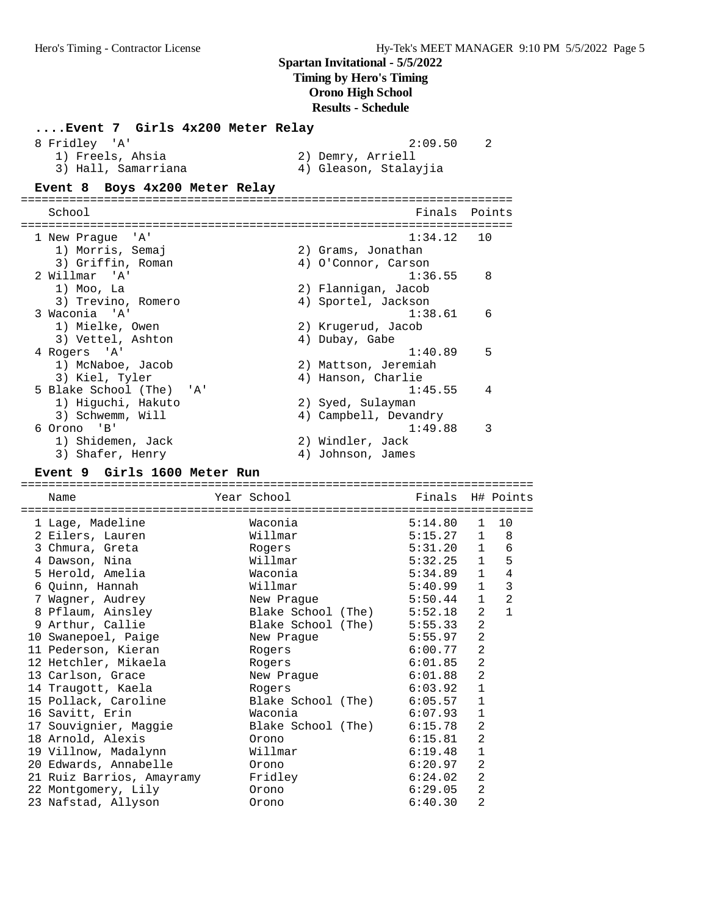## Spartan Invitational - 5/5/2022

**Timing by Hero's Timing**
**Orono High School**
**Results - Schedule**

### ....Event 7 Girls 4x200 Meter Relay

| School | Finals | Points |
|---|---|---|
| 8 Fridley 'A' | 2:09.50 | 2 |
| 1) Freels, Ahsia; 2) Demry, Arriell; 3) Hall, Samarriana; 4) Gleason, Stalayjia | | |

### Event 8 Boys 4x200 Meter Relay

| School | Finals | Points |
|---|---|---|
| 1 New Prague 'A' | 1:34.12 | 10 |
| 1) Morris, Semaj; 2) Grams, Jonathan; 3) Griffin, Roman; 4) O'Connor, Carson | | |
| 2 Willmar 'A' | 1:36.55 | 8 |
| 1) Moo, La; 2) Flannigan, Jacob; 3) Trevino, Romero; 4) Sportel, Jackson | | |
| 3 Waconia 'A' | 1:38.61 | 6 |
| 1) Mielke, Owen; 2) Krugerud, Jacob; 3) Vettel, Ashton; 4) Dubay, Gabe | | |
| 4 Rogers 'A' | 1:40.89 | 5 |
| 1) McNaboe, Jacob; 2) Mattson, Jeremiah; 3) Kiel, Tyler; 4) Hanson, Charlie | | |
| 5 Blake School (The) 'A' | 1:45.55 | 4 |
| 1) Higuchi, Hakuto; 2) Syed, Sulayman; 3) Schwemm, Will; 4) Campbell, Devandry | | |
| 6 Orono 'B' | 1:49.88 | 3 |
| 1) Shidemen, Jack; 2) Windler, Jack; 3) Shafer, Henry; 4) Johnson, James | | |

### Event 9 Girls 1600 Meter Run

| Name | Year | School | Finals | H# | Points |
|---|---|---|---|---|---|
| 1 Lage, Madeline | | Waconia | 5:14.80 | 1 | 10 |
| 2 Eilers, Lauren | | Willmar | 5:15.27 | 1 | 8 |
| 3 Chmura, Greta | | Rogers | 5:31.20 | 1 | 6 |
| 4 Dawson, Nina | | Willmar | 5:32.25 | 1 | 5 |
| 5 Herold, Amelia | | Waconia | 5:34.89 | 1 | 4 |
| 6 Quinn, Hannah | | Willmar | 5:40.99 | 1 | 3 |
| 7 Wagner, Audrey | | New Prague | 5:50.44 | 1 | 2 |
| 8 Pflaum, Ainsley | | Blake School (The) | 5:52.18 | 2 | 1 |
| 9 Arthur, Callie | | Blake School (The) | 5:55.33 | 2 | |
| 10 Swanepoel, Paige | | New Prague | 5:55.97 | 2 | |
| 11 Pederson, Kieran | | Rogers | 6:00.77 | 2 | |
| 12 Hetchler, Mikaela | | Rogers | 6:01.85 | 2 | |
| 13 Carlson, Grace | | New Prague | 6:01.88 | 2 | |
| 14 Traugott, Kaela | | Rogers | 6:03.92 | 1 | |
| 15 Pollack, Caroline | | Blake School (The) | 6:05.57 | 1 | |
| 16 Savitt, Erin | | Waconia | 6:07.93 | 1 | |
| 17 Souvignier, Maggie | | Blake School (The) | 6:15.78 | 2 | |
| 18 Arnold, Alexis | | Orono | 6:15.81 | 2 | |
| 19 Villnow, Madalynn | | Willmar | 6:19.48 | 1 | |
| 20 Edwards, Annabelle | | Orono | 6:20.97 | 2 | |
| 21 Ruiz Barrios, Amayramy | | Fridley | 6:24.02 | 2 | |
| 22 Montgomery, Lily | | Orono | 6:29.05 | 2 | |
| 23 Nafstad, Allyson | | Orono | 6:40.30 | 2 | |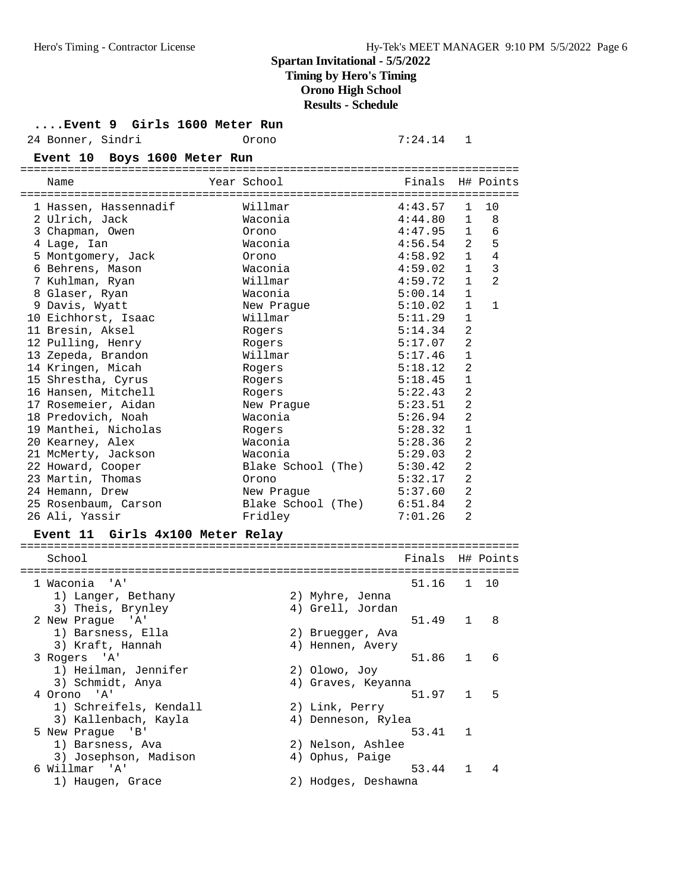## Spartan Invitational - 5/5/2022
### Timing by Hero's Timing
### Orono High School
### Results - Schedule

**....Event 9 Girls 1600 Meter Run**

| Place | Name | Year | School | Finals | H# | Points |
|---|---|---|---|---|---|---|
| 24 | Bonner, Sindri | | Orono | 7:24.14 | 1 | |

**Event 10 Boys 1600 Meter Run**

| Place | Name | Year | School | Finals | H# | Points |
|---|---|---|---|---|---|---|
| 1 | Hassen, Hassennadif | | Willmar | 4:43.57 | 1 | 10 |
| 2 | Ulrich, Jack | | Waconia | 4:44.80 | 1 | 8 |
| 3 | Chapman, Owen | | Orono | 4:47.95 | 1 | 6 |
| 4 | Lage, Ian | | Waconia | 4:56.54 | 2 | 5 |
| 5 | Montgomery, Jack | | Orono | 4:58.92 | 1 | 4 |
| 6 | Behrens, Mason | | Waconia | 4:59.02 | 1 | 3 |
| 7 | Kuhlman, Ryan | | Willmar | 4:59.72 | 1 | 2 |
| 8 | Glaser, Ryan | | Waconia | 5:00.14 | 1 | |
| 9 | Davis, Wyatt | | New Prague | 5:10.02 | 1 | 1 |
| 10 | Eichhorst, Isaac | | Willmar | 5:11.29 | 1 | |
| 11 | Bresin, Aksel | | Rogers | 5:14.34 | 2 | |
| 12 | Pulling, Henry | | Rogers | 5:17.07 | 2 | |
| 13 | Zepeda, Brandon | | Willmar | 5:17.46 | 1 | |
| 14 | Kringen, Micah | | Rogers | 5:18.12 | 2 | |
| 15 | Shrestha, Cyrus | | Rogers | 5:18.45 | 1 | |
| 16 | Hansen, Mitchell | | Rogers | 5:22.43 | 2 | |
| 17 | Rosemeier, Aidan | | New Prague | 5:23.51 | 2 | |
| 18 | Predovich, Noah | | Waconia | 5:26.94 | 2 | |
| 19 | Manthei, Nicholas | | Rogers | 5:28.32 | 1 | |
| 20 | Kearney, Alex | | Waconia | 5:28.36 | 2 | |
| 21 | McMerty, Jackson | | Waconia | 5:29.03 | 2 | |
| 22 | Howard, Cooper | | Blake School (The) | 5:30.42 | 2 | |
| 23 | Martin, Thomas | | Orono | 5:32.17 | 2 | |
| 24 | Hemann, Drew | | New Prague | 5:37.60 | 2 | |
| 25 | Rosenbaum, Carson | | Blake School (The) | 6:51.84 | 2 | |
| 26 | Ali, Yassir | | Fridley | 7:01.26 | 2 | |

**Event 11 Girls 4x100 Meter Relay**

| Place | School | Finals | H# | Points |
|---|---|---|---|---|
| 1 | Waconia 'A' | 51.16 | 1 | 10 |
| | 1) Langer, Bethany; 2) Myhre, Jenna; 3) Theis, Brynley; 4) Grell, Jordan | | | |
| 2 | New Prague 'A' | 51.49 | 1 | 8 |
| | 1) Barsness, Ella; 2) Bruegger, Ava; 3) Kraft, Hannah; 4) Hennen, Avery | | | |
| 3 | Rogers 'A' | 51.86 | 1 | 6 |
| | 1) Heilman, Jennifer; 2) Olowo, Joy; 3) Schmidt, Anya; 4) Graves, Keyanna | | | |
| 4 | Orono 'A' | 51.97 | 1 | 5 |
| | 1) Schreifels, Kendall; 2) Link, Perry; 3) Kallenbach, Kayla; 4) Denneson, Rylea | | | |
| 5 | New Prague 'B' | 53.41 | 1 | |
| | 1) Barsness, Ava; 2) Nelson, Ashlee; 3) Josephson, Madison; 4) Ophus, Paige | | | |
| 6 | Willmar 'A' | 53.44 | 1 | 4 |
| | 1) Haugen, Grace; 2) Hodges, Deshawna | | | |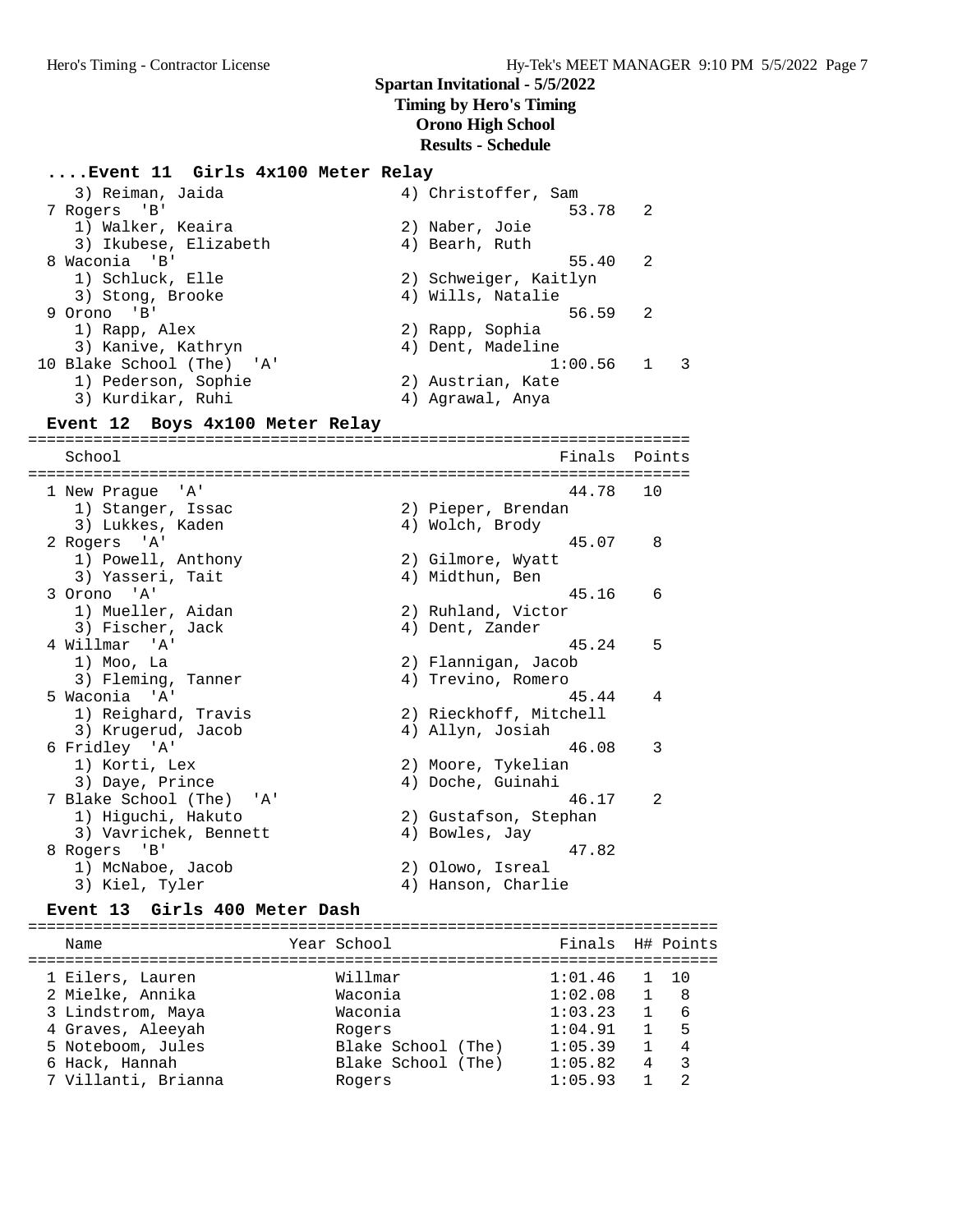# Spartan Invitational - 5/5/2022
## Timing by Hero's Timing
## Orono High School
## Results - Schedule

### ....Event 11 Girls 4x100 Meter Relay

| Place | School | Finals | H# | Points |
|---|---|---|---|---|
| | 3) Reiman, Jaida; 4) Christoffer, Sam | | | |
| 7 | Rogers 'B' | 53.78 | 2 | |
| | 1) Walker, Keaira; 2) Naber, Joie; 3) Ikubese, Elizabeth; 4) Bearh, Ruth | | | |
| 8 | Waconia 'B' | 55.40 | 2 | |
| | 1) Schluck, Elle; 2) Schweiger, Kaitlyn; 3) Stong, Brooke; 4) Wills, Natalie | | | |
| 9 | Orono 'B' | 56.59 | 2 | |
| | 1) Rapp, Alex; 2) Rapp, Sophia; 3) Kanive, Kathryn; 4) Dent, Madeline | | | |
| 10 | Blake School (The) 'A' | 1:00.56 | 1 | 3 |
| | 1) Pederson, Sophie; 2) Austrian, Kate; 3) Kurdikar, Ruhi; 4) Agrawal, Anya | | | |

### Event 12 Boys 4x100 Meter Relay

| Place | School | Finals | Points |
|---|---|---|---|
| 1 | New Prague 'A' | 44.78 | 10 |
| | 1) Stanger, Issac; 2) Pieper, Brendan; 3) Lukkes, Kaden; 4) Wolch, Brody | | |
| 2 | Rogers 'A' | 45.07 | 8 |
| | 1) Powell, Anthony; 2) Gilmore, Wyatt; 3) Yasseri, Tait; 4) Midthun, Ben | | |
| 3 | Orono 'A' | 45.16 | 6 |
| | 1) Mueller, Aidan; 2) Ruhland, Victor; 3) Fischer, Jack; 4) Dent, Zander | | |
| 4 | Willmar 'A' | 45.24 | 5 |
| | 1) Moo, La; 2) Flannigan, Jacob; 3) Fleming, Tanner; 4) Trevino, Romero | | |
| 5 | Waconia 'A' | 45.44 | 4 |
| | 1) Reighard, Travis; 2) Rieckhoff, Mitchell; 3) Krugerud, Jacob; 4) Allyn, Josiah | | |
| 6 | Fridley 'A' | 46.08 | 3 |
| | 1) Korti, Lex; 2) Moore, Tykelian; 3) Daye, Prince; 4) Doche, Guinahi | | |
| 7 | Blake School (The) 'A' | 46.17 | 2 |
| | 1) Higuchi, Hakuto; 2) Gustafson, Stephan; 3) Vavrichek, Bennett; 4) Bowles, Jay | | |
| 8 | Rogers 'B' | 47.82 | |
| | 1) McNaboe, Jacob; 2) Olowo, Isreal; 3) Kiel, Tyler; 4) Hanson, Charlie | | |

### Event 13 Girls 400 Meter Dash

| Place | Name | Year | School | Finals | H# | Points |
|---|---|---|---|---|---|---|
| 1 | Eilers, Lauren | | Willmar | 1:01.46 | 1 | 10 |
| 2 | Mielke, Annika | | Waconia | 1:02.08 | 1 | 8 |
| 3 | Lindstrom, Maya | | Waconia | 1:03.23 | 1 | 6 |
| 4 | Graves, Aleeyah | | Rogers | 1:04.91 | 1 | 5 |
| 5 | Noteboom, Jules | | Blake School (The) | 1:05.39 | 1 | 4 |
| 6 | Hack, Hannah | | Blake School (The) | 1:05.82 | 4 | 3 |
| 7 | Villanti, Brianna | | Rogers | 1:05.93 | 1 | 2 |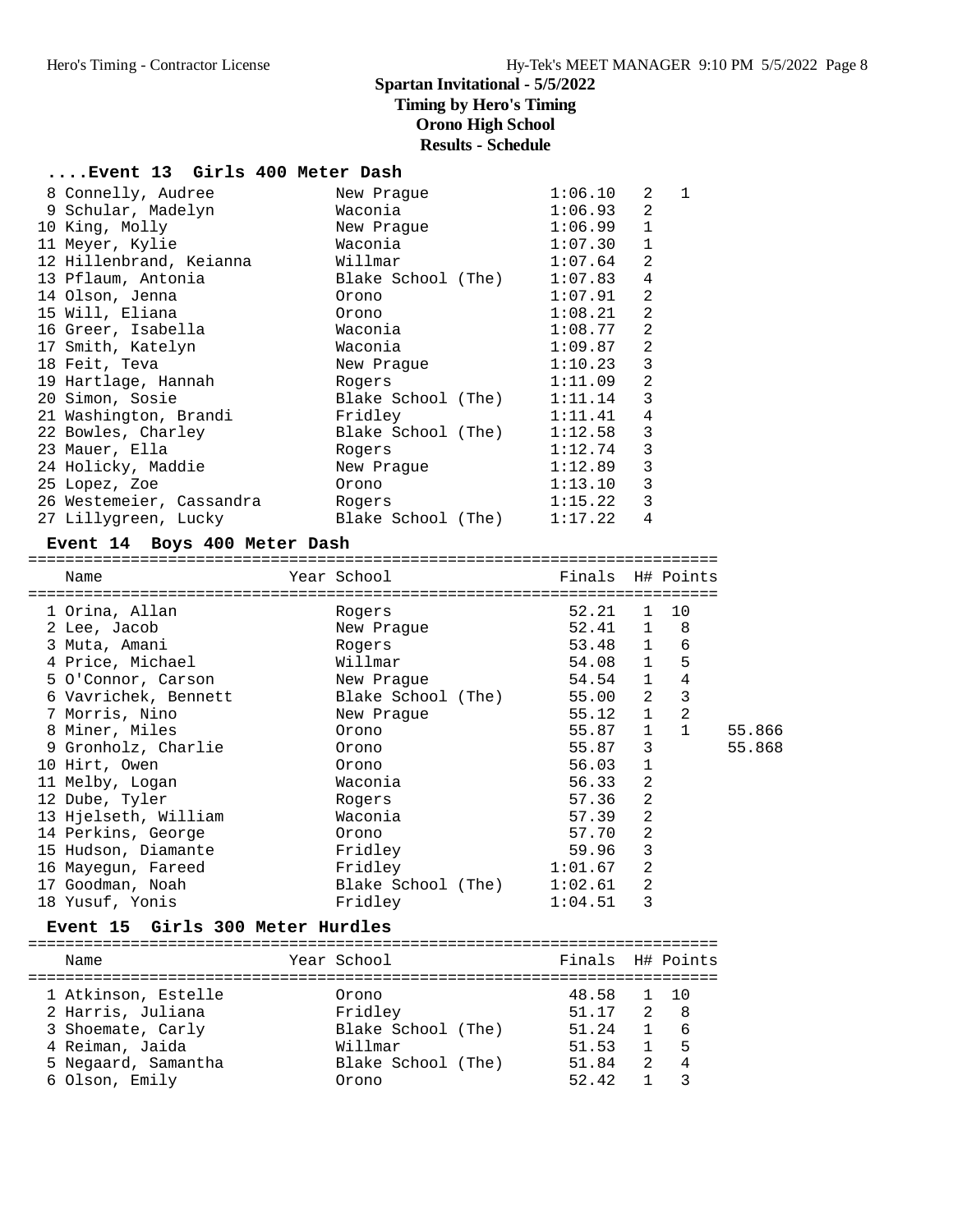## Spartan Invitational - 5/5/2022
### Timing by Hero's Timing
### Orono High School
### Results - Schedule

#### ....Event 13 Girls 400 Meter Dash

| Place | Name | Year | School | Finals | H# | Points |
|---|---|---|---|---|---|---|
| 8 | Connelly, Audree | | New Prague | 1:06.10 | 2 | 1 |
| 9 | Schular, Madelyn | | Waconia | 1:06.93 | 2 | |
| 10 | King, Molly | | New Prague | 1:06.99 | 1 | |
| 11 | Meyer, Kylie | | Waconia | 1:07.30 | 1 | |
| 12 | Hillenbrand, Keianna | | Willmar | 1:07.64 | 2 | |
| 13 | Pflaum, Antonia | | Blake School (The) | 1:07.83 | 4 | |
| 14 | Olson, Jenna | | Orono | 1:07.91 | 2 | |
| 15 | Will, Eliana | | Orono | 1:08.21 | 2 | |
| 16 | Greer, Isabella | | Waconia | 1:08.77 | 2 | |
| 17 | Smith, Katelyn | | Waconia | 1:09.87 | 2 | |
| 18 | Feit, Teva | | New Prague | 1:10.23 | 3 | |
| 19 | Hartlage, Hannah | | Rogers | 1:11.09 | 2 | |
| 20 | Simon, Sosie | | Blake School (The) | 1:11.14 | 3 | |
| 21 | Washington, Brandi | | Fridley | 1:11.41 | 4 | |
| 22 | Bowles, Charley | | Blake School (The) | 1:12.58 | 3 | |
| 23 | Mauer, Ella | | Rogers | 1:12.74 | 3 | |
| 24 | Holicky, Maddie | | New Prague | 1:12.89 | 3 | |
| 25 | Lopez, Zoe | | Orono | 1:13.10 | 3 | |
| 26 | Westemeier, Cassandra | | Rogers | 1:15.22 | 3 | |
| 27 | Lillygreen, Lucky | | Blake School (The) | 1:17.22 | 4 | |

#### Event 14 Boys 400 Meter Dash

| Place | Name | Year | School | Finals | H# | Points | |
|---|---|---|---|---|---|---|---|
| 1 | Orina, Allan | | Rogers | 52.21 | 1 | 10 | |
| 2 | Lee, Jacob | | New Prague | 52.41 | 1 | 8 | |
| 3 | Muta, Amani | | Rogers | 53.48 | 1 | 6 | |
| 4 | Price, Michael | | Willmar | 54.08 | 1 | 5 | |
| 5 | O'Connor, Carson | | New Prague | 54.54 | 1 | 4 | |
| 6 | Vavrichek, Bennett | | Blake School (The) | 55.00 | 2 | 3 | |
| 7 | Morris, Nino | | New Prague | 55.12 | 1 | 2 | |
| 8 | Miner, Miles | | Orono | 55.87 | 1 | 1 | 55.866 |
| 9 | Gronholz, Charlie | | Orono | 55.87 | 3 | | 55.868 |
| 10 | Hirt, Owen | | Orono | 56.03 | 1 | | |
| 11 | Melby, Logan | | Waconia | 56.33 | 2 | | |
| 12 | Dube, Tyler | | Rogers | 57.36 | 2 | | |
| 13 | Hjelseth, William | | Waconia | 57.39 | 2 | | |
| 14 | Perkins, George | | Orono | 57.70 | 2 | | |
| 15 | Hudson, Diamante | | Fridley | 59.96 | 3 | | |
| 16 | Mayegun, Fareed | | Fridley | 1:01.67 | 2 | | |
| 17 | Goodman, Noah | | Blake School (The) | 1:02.61 | 2 | | |
| 18 | Yusuf, Yonis | | Fridley | 1:04.51 | 3 | | |

#### Event 15 Girls 300 Meter Hurdles

| Place | Name | Year | School | Finals | H# | Points |
|---|---|---|---|---|---|---|
| 1 | Atkinson, Estelle | | Orono | 48.58 | 1 | 10 |
| 2 | Harris, Juliana | | Fridley | 51.17 | 2 | 8 |
| 3 | Shoemate, Carly | | Blake School (The) | 51.24 | 1 | 6 |
| 4 | Reiman, Jaida | | Willmar | 51.53 | 1 | 5 |
| 5 | Negaard, Samantha | | Blake School (The) | 51.84 | 2 | 4 |
| 6 | Olson, Emily | | Orono | 52.42 | 1 | 3 |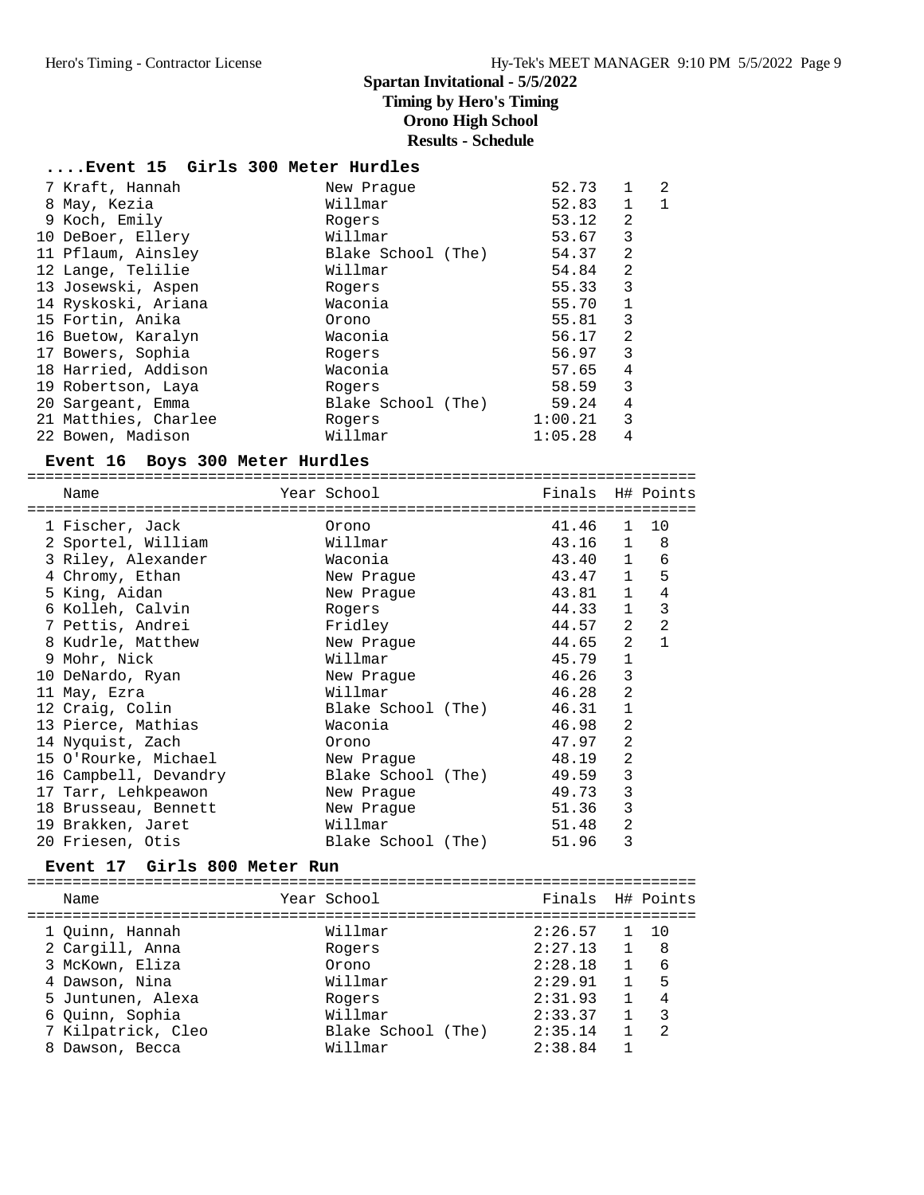**Spartan Invitational - 5/5/2022**
**Timing by Hero's Timing**
**Orono High School**
**Results - Schedule**

### ....Event 15 Girls 300 Meter Hurdles

| Place | Name | Year | School | Finals | H# | Points |
|---|---|---|---|---|---|---|
| 7 | Kraft, Hannah | | New Prague | 52.73 | 1 | 2 |
| 8 | May, Kezia | | Willmar | 52.83 | 1 | 1 |
| 9 | Koch, Emily | | Rogers | 53.12 | 2 | |
| 10 | DeBoer, Ellery | | Willmar | 53.67 | 3 | |
| 11 | Pflaum, Ainsley | | Blake School (The) | 54.37 | 2 | |
| 12 | Lange, Telilie | | Willmar | 54.84 | 2 | |
| 13 | Josewski, Aspen | | Rogers | 55.33 | 3 | |
| 14 | Ryskoski, Ariana | | Waconia | 55.70 | 1 | |
| 15 | Fortin, Anika | | Orono | 55.81 | 3 | |
| 16 | Buetow, Karalyn | | Waconia | 56.17 | 2 | |
| 17 | Bowers, Sophia | | Rogers | 56.97 | 3 | |
| 18 | Harried, Addison | | Waconia | 57.65 | 4 | |
| 19 | Robertson, Laya | | Rogers | 58.59 | 3 | |
| 20 | Sargeant, Emma | | Blake School (The) | 59.24 | 4 | |
| 21 | Matthies, Charlee | | Rogers | 1:00.21 | 3 | |
| 22 | Bowen, Madison | | Willmar | 1:05.28 | 4 | |

### Event 16 Boys 300 Meter Hurdles

| Place | Name | Year | School | Finals | H# | Points |
|---|---|---|---|---|---|---|
| 1 | Fischer, Jack | | Orono | 41.46 | 1 | 10 |
| 2 | Sportel, William | | Willmar | 43.16 | 1 | 8 |
| 3 | Riley, Alexander | | Waconia | 43.40 | 1 | 6 |
| 4 | Chromy, Ethan | | New Prague | 43.47 | 1 | 5 |
| 5 | King, Aidan | | New Prague | 43.81 | 1 | 4 |
| 6 | Kolleh, Calvin | | Rogers | 44.33 | 1 | 3 |
| 7 | Pettis, Andrei | | Fridley | 44.57 | 2 | 2 |
| 8 | Kudrle, Matthew | | New Prague | 44.65 | 2 | 1 |
| 9 | Mohr, Nick | | Willmar | 45.79 | 1 | |
| 10 | DeNardo, Ryan | | New Prague | 46.26 | 3 | |
| 11 | May, Ezra | | Willmar | 46.28 | 2 | |
| 12 | Craig, Colin | | Blake School (The) | 46.31 | 1 | |
| 13 | Pierce, Mathias | | Waconia | 46.98 | 2 | |
| 14 | Nyquist, Zach | | Orono | 47.97 | 2 | |
| 15 | O'Rourke, Michael | | New Prague | 48.19 | 2 | |
| 16 | Campbell, Devandry | | Blake School (The) | 49.59 | 3 | |
| 17 | Tarr, Lehkpeawon | | New Prague | 49.73 | 3 | |
| 18 | Brusseau, Bennett | | New Prague | 51.36 | 3 | |
| 19 | Brakken, Jaret | | Willmar | 51.48 | 2 | |
| 20 | Friesen, Otis | | Blake School (The) | 51.96 | 3 | |

### Event 17 Girls 800 Meter Run

| Place | Name | Year | School | Finals | H# | Points |
|---|---|---|---|---|---|---|
| 1 | Quinn, Hannah | | Willmar | 2:26.57 | 1 | 10 |
| 2 | Cargill, Anna | | Rogers | 2:27.13 | 1 | 8 |
| 3 | McKown, Eliza | | Orono | 2:28.18 | 1 | 6 |
| 4 | Dawson, Nina | | Willmar | 2:29.91 | 1 | 5 |
| 5 | Juntunen, Alexa | | Rogers | 2:31.93 | 1 | 4 |
| 6 | Quinn, Sophia | | Willmar | 2:33.37 | 1 | 3 |
| 7 | Kilpatrick, Cleo | | Blake School (The) | 2:35.14 | 1 | 2 |
| 8 | Dawson, Becca | | Willmar | 2:38.84 | 1 | |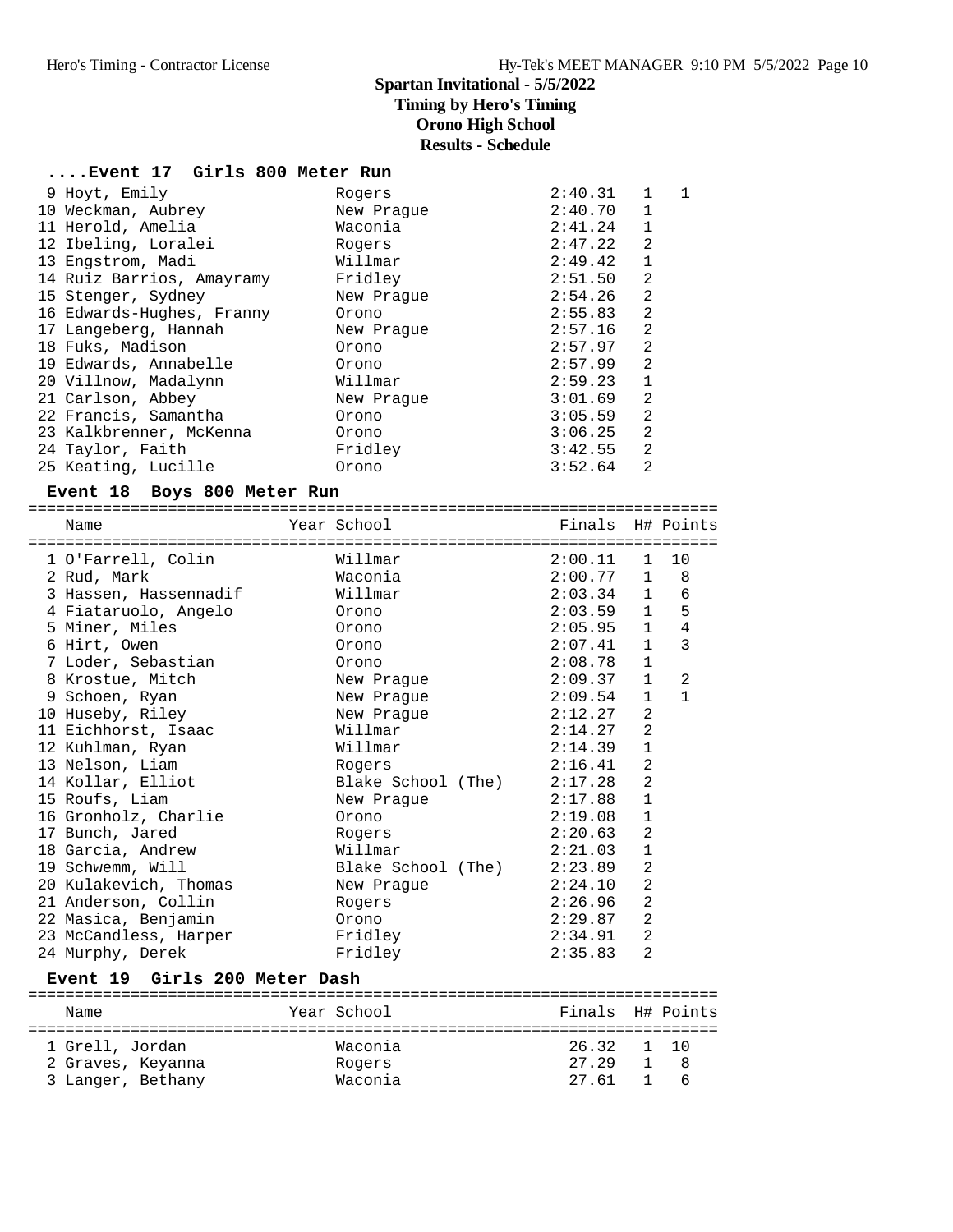# Spartan Invitational - 5/5/2022

**Timing by Hero's Timing**

**Orono High School**

**Results - Schedule**

### ....Event 17 Girls 800 Meter Run

| Place | Name | Year | School | Finals | H# | Points |
|---|---|---|---|---|---|---|
| 9 | Hoyt, Emily | | Rogers | 2:40.31 | 1 | 1 |
| 10 | Weckman, Aubrey | | New Prague | 2:40.70 | 1 | |
| 11 | Herold, Amelia | | Waconia | 2:41.24 | 1 | |
| 12 | Ibeling, Loralei | | Rogers | 2:47.22 | 2 | |
| 13 | Engstrom, Madi | | Willmar | 2:49.42 | 1 | |
| 14 | Ruiz Barrios, Amayramy | | Fridley | 2:51.50 | 2 | |
| 15 | Stenger, Sydney | | New Prague | 2:54.26 | 2 | |
| 16 | Edwards-Hughes, Franny | | Orono | 2:55.83 | 2 | |
| 17 | Langeberg, Hannah | | New Prague | 2:57.16 | 2 | |
| 18 | Fuks, Madison | | Orono | 2:57.97 | 2 | |
| 19 | Edwards, Annabelle | | Orono | 2:57.99 | 2 | |
| 20 | Villnow, Madalynn | | Willmar | 2:59.23 | 1 | |
| 21 | Carlson, Abbey | | New Prague | 3:01.69 | 2 | |
| 22 | Francis, Samantha | | Orono | 3:05.59 | 2 | |
| 23 | Kalkbrenner, McKenna | | Orono | 3:06.25 | 2 | |
| 24 | Taylor, Faith | | Fridley | 3:42.55 | 2 | |
| 25 | Keating, Lucille | | Orono | 3:52.64 | 2 | |

### Event 18 Boys 800 Meter Run

| Place | Name | Year | School | Finals | H# | Points |
|---|---|---|---|---|---|---|
| 1 | O'Farrell, Colin | | Willmar | 2:00.11 | 1 | 10 |
| 2 | Rud, Mark | | Waconia | 2:00.77 | 1 | 8 |
| 3 | Hassen, Hassennadif | | Willmar | 2:03.34 | 1 | 6 |
| 4 | Fiataruolo, Angelo | | Orono | 2:03.59 | 1 | 5 |
| 5 | Miner, Miles | | Orono | 2:05.95 | 1 | 4 |
| 6 | Hirt, Owen | | Orono | 2:07.41 | 1 | 3 |
| 7 | Loder, Sebastian | | Orono | 2:08.78 | 1 | |
| 8 | Krostue, Mitch | | New Prague | 2:09.37 | 1 | 2 |
| 9 | Schoen, Ryan | | New Prague | 2:09.54 | 1 | 1 |
| 10 | Huseby, Riley | | New Prague | 2:12.27 | 2 | |
| 11 | Eichhorst, Isaac | | Willmar | 2:14.27 | 2 | |
| 12 | Kuhlman, Ryan | | Willmar | 2:14.39 | 1 | |
| 13 | Nelson, Liam | | Rogers | 2:16.41 | 2 | |
| 14 | Kollar, Elliot | | Blake School (The) | 2:17.28 | 2 | |
| 15 | Roufs, Liam | | New Prague | 2:17.88 | 1 | |
| 16 | Gronholz, Charlie | | Orono | 2:19.08 | 1 | |
| 17 | Bunch, Jared | | Rogers | 2:20.63 | 2 | |
| 18 | Garcia, Andrew | | Willmar | 2:21.03 | 1 | |
| 19 | Schwemm, Will | | Blake School (The) | 2:23.89 | 2 | |
| 20 | Kulakevich, Thomas | | New Prague | 2:24.10 | 2 | |
| 21 | Anderson, Collin | | Rogers | 2:26.96 | 2 | |
| 22 | Masica, Benjamin | | Orono | 2:29.87 | 2 | |
| 23 | McCandless, Harper | | Fridley | 2:34.91 | 2 | |
| 24 | Murphy, Derek | | Fridley | 2:35.83 | 2 | |

### Event 19 Girls 200 Meter Dash

| Place | Name | Year | School | Finals | H# | Points |
|---|---|---|---|---|---|---|
| 1 | Grell, Jordan | | Waconia | 26.32 | 1 | 10 |
| 2 | Graves, Keyanna | | Rogers | 27.29 | 1 | 8 |
| 3 | Langer, Bethany | | Waconia | 27.61 | 1 | 6 |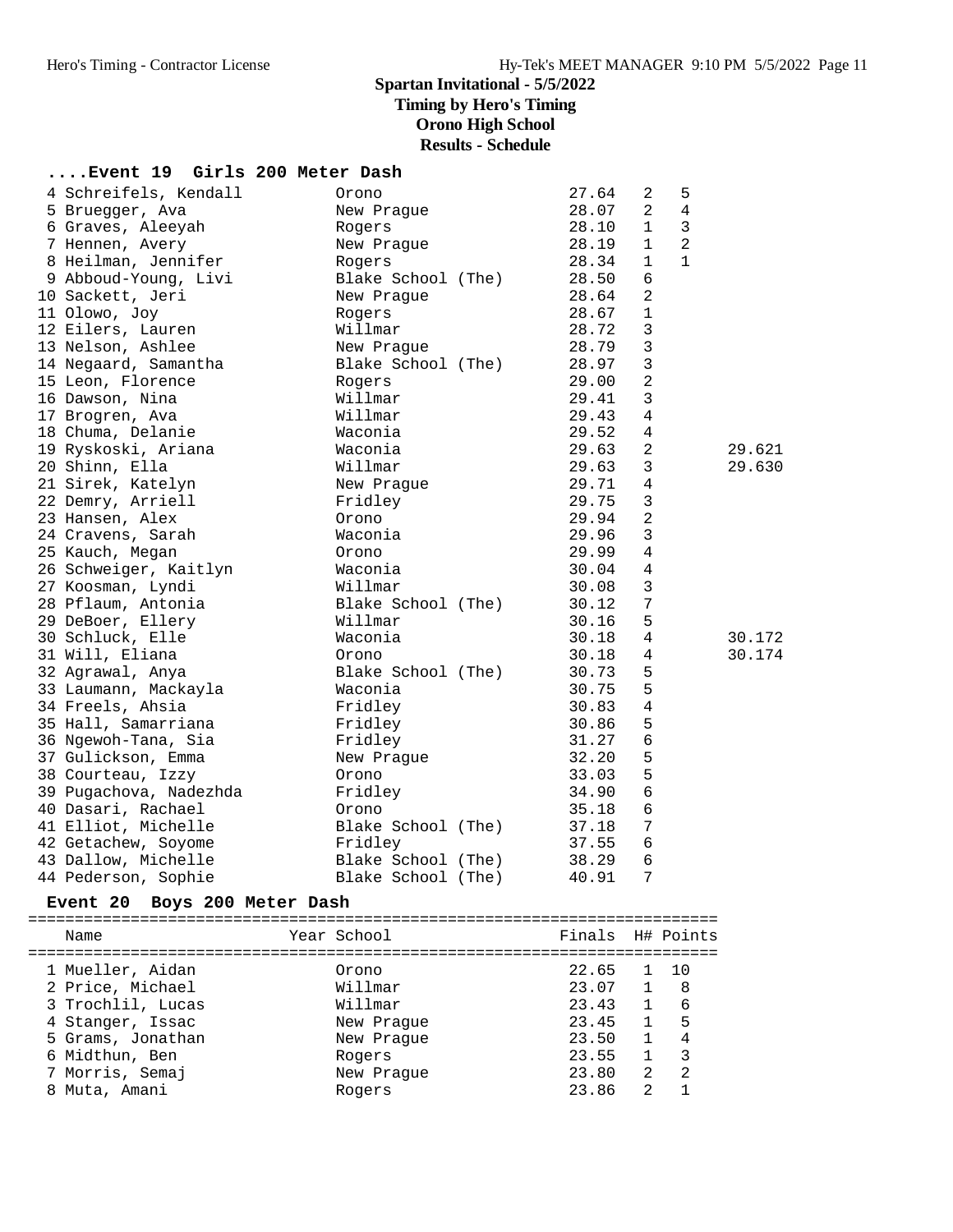# Spartan Invitational - 5/5/2022

**Timing by Hero's Timing**

**Orono High School**

**Results - Schedule**

## ....Event 19 Girls 200 Meter Dash

| Place | Name | School | Finals | H# | Points | |
|---|---|---|---|---|---|---|
| 4 | Schreifels, Kendall | Orono | 27.64 | 2 | 5 | |
| 5 | Bruegger, Ava | New Prague | 28.07 | 2 | 4 | |
| 6 | Graves, Aleeyah | Rogers | 28.10 | 1 | 3 | |
| 7 | Hennen, Avery | New Prague | 28.19 | 1 | 2 | |
| 8 | Heilman, Jennifer | Rogers | 28.34 | 1 | 1 | |
| 9 | Abboud-Young, Livi | Blake School (The) | 28.50 | 6 | | |
| 10 | Sackett, Jeri | New Prague | 28.64 | 2 | | |
| 11 | Olowo, Joy | Rogers | 28.67 | 1 | | |
| 12 | Eilers, Lauren | Willmar | 28.72 | 3 | | |
| 13 | Nelson, Ashlee | New Prague | 28.79 | 3 | | |
| 14 | Negaard, Samantha | Blake School (The) | 28.97 | 3 | | |
| 15 | Leon, Florence | Rogers | 29.00 | 2 | | |
| 16 | Dawson, Nina | Willmar | 29.41 | 3 | | |
| 17 | Brogren, Ava | Willmar | 29.43 | 4 | | |
| 18 | Chuma, Delanie | Waconia | 29.52 | 4 | | |
| 19 | Ryskoski, Ariana | Waconia | 29.63 | 2 | | 29.621 |
| 20 | Shinn, Ella | Willmar | 29.63 | 3 | | 29.630 |
| 21 | Sirek, Katelyn | New Prague | 29.71 | 4 | | |
| 22 | Demry, Arriell | Fridley | 29.75 | 3 | | |
| 23 | Hansen, Alex | Orono | 29.94 | 2 | | |
| 24 | Cravens, Sarah | Waconia | 29.96 | 3 | | |
| 25 | Kauch, Megan | Orono | 29.99 | 4 | | |
| 26 | Schweiger, Kaitlyn | Waconia | 30.04 | 4 | | |
| 27 | Koosman, Lyndi | Willmar | 30.08 | 3 | | |
| 28 | Pflaum, Antonia | Blake School (The) | 30.12 | 7 | | |
| 29 | DeBoer, Ellery | Willmar | 30.16 | 5 | | |
| 30 | Schluck, Elle | Waconia | 30.18 | 4 | | 30.172 |
| 31 | Will, Eliana | Orono | 30.18 | 4 | | 30.174 |
| 32 | Agrawal, Anya | Blake School (The) | 30.73 | 5 | | |
| 33 | Laumann, Mackayla | Waconia | 30.75 | 5 | | |
| 34 | Freels, Ahsia | Fridley | 30.83 | 4 | | |
| 35 | Hall, Samarriana | Fridley | 30.86 | 5 | | |
| 36 | Ngewoh-Tana, Sia | Fridley | 31.27 | 6 | | |
| 37 | Gulickson, Emma | New Prague | 32.20 | 5 | | |
| 38 | Courteau, Izzy | Orono | 33.03 | 5 | | |
| 39 | Pugachova, Nadezhda | Fridley | 34.90 | 6 | | |
| 40 | Dasari, Rachael | Orono | 35.18 | 6 | | |
| 41 | Elliot, Michelle | Blake School (The) | 37.18 | 7 | | |
| 42 | Getachew, Soyome | Fridley | 37.55 | 6 | | |
| 43 | Dallow, Michelle | Blake School (The) | 38.29 | 6 | | |
| 44 | Pederson, Sophie | Blake School (The) | 40.91 | 7 | | |

## Event 20 Boys 200 Meter Dash

| Place | Name | Year School | Finals | H# | Points |
|---|---|---|---|---|---|
| 1 | Mueller, Aidan | Orono | 22.65 | 1 | 10 |
| 2 | Price, Michael | Willmar | 23.07 | 1 | 8 |
| 3 | Trochlil, Lucas | Willmar | 23.43 | 1 | 6 |
| 4 | Stanger, Issac | New Prague | 23.45 | 1 | 5 |
| 5 | Grams, Jonathan | New Prague | 23.50 | 1 | 4 |
| 6 | Midthun, Ben | Rogers | 23.55 | 1 | 3 |
| 7 | Morris, Semaj | New Prague | 23.80 | 2 | 2 |
| 8 | Muta, Amani | Rogers | 23.86 | 2 | 1 |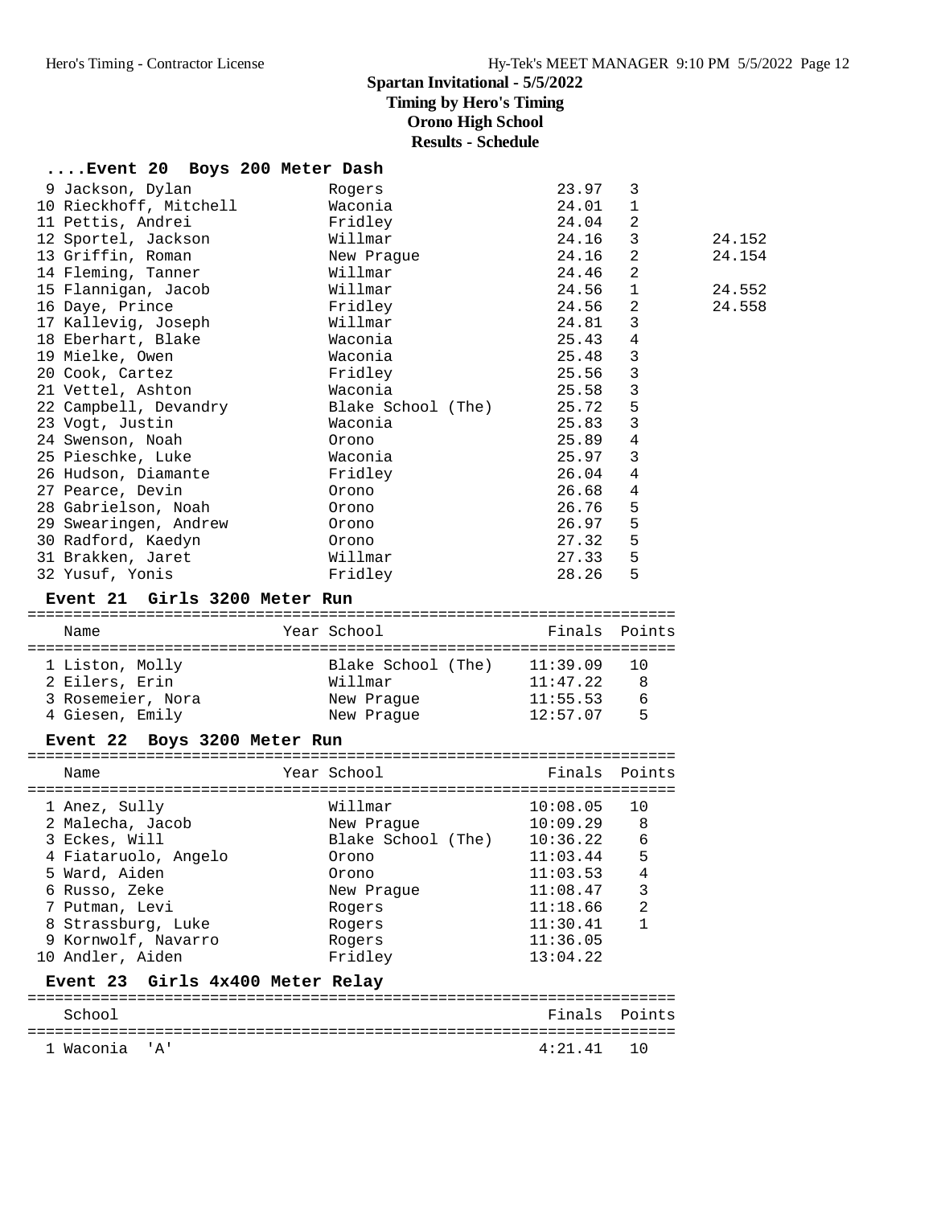Spartan Invitational - 5/5/2022
Timing by Hero's Timing
Orono High School
Results - Schedule

### ....Event 20 Boys 200 Meter Dash

| Place | Name | School | Finals | Heat | |
|---|---|---|---|---|---|
| 9 | Jackson, Dylan | Rogers | 23.97 | 3 | |
| 10 | Rieckhoff, Mitchell | Waconia | 24.01 | 1 | |
| 11 | Pettis, Andrei | Fridley | 24.04 | 2 | |
| 12 | Sportel, Jackson | Willmar | 24.16 | 3 | 24.152 |
| 13 | Griffin, Roman | New Prague | 24.16 | 2 | 24.154 |
| 14 | Fleming, Tanner | Willmar | 24.46 | 2 | |
| 15 | Flannigan, Jacob | Willmar | 24.56 | 1 | 24.552 |
| 16 | Daye, Prince | Fridley | 24.56 | 2 | 24.558 |
| 17 | Kallevig, Joseph | Willmar | 24.81 | 3 | |
| 18 | Eberhart, Blake | Waconia | 25.43 | 4 | |
| 19 | Mielke, Owen | Waconia | 25.48 | 3 | |
| 20 | Cook, Cartez | Fridley | 25.56 | 3 | |
| 21 | Vettel, Ashton | Waconia | 25.58 | 3 | |
| 22 | Campbell, Devandry | Blake School (The) | 25.72 | 5 | |
| 23 | Vogt, Justin | Waconia | 25.83 | 3 | |
| 24 | Swenson, Noah | Orono | 25.89 | 4 | |
| 25 | Pieschke, Luke | Waconia | 25.97 | 3 | |
| 26 | Hudson, Diamante | Fridley | 26.04 | 4 | |
| 27 | Pearce, Devin | Orono | 26.68 | 4 | |
| 28 | Gabrielson, Noah | Orono | 26.76 | 5 | |
| 29 | Swearingen, Andrew | Orono | 26.97 | 5 | |
| 30 | Radford, Kaedyn | Orono | 27.32 | 5 | |
| 31 | Brakken, Jaret | Willmar | 27.33 | 5 | |
| 32 | Yusuf, Yonis | Fridley | 28.26 | 5 | |

### Event 21 Girls 3200 Meter Run

| Place | Name | Year | School | Finals | Points |
|---|---|---|---|---|---|
| 1 | Liston, Molly | | Blake School (The) | 11:39.09 | 10 |
| 2 | Eilers, Erin | | Willmar | 11:47.22 | 8 |
| 3 | Rosemeier, Nora | | New Prague | 11:55.53 | 6 |
| 4 | Giesen, Emily | | New Prague | 12:57.07 | 5 |

### Event 22 Boys 3200 Meter Run

| Place | Name | Year | School | Finals | Points |
|---|---|---|---|---|---|
| 1 | Anez, Sully | | Willmar | 10:08.05 | 10 |
| 2 | Malecha, Jacob | | New Prague | 10:09.29 | 8 |
| 3 | Eckes, Will | | Blake School (The) | 10:36.22 | 6 |
| 4 | Fiataruolo, Angelo | | Orono | 11:03.44 | 5 |
| 5 | Ward, Aiden | | Orono | 11:03.53 | 4 |
| 6 | Russo, Zeke | | New Prague | 11:08.47 | 3 |
| 7 | Putman, Levi | | Rogers | 11:18.66 | 2 |
| 8 | Strassburg, Luke | | Rogers | 11:30.41 | 1 |
| 9 | Kornwolf, Navarro | | Rogers | 11:36.05 | |
| 10 | Andler, Aiden | | Fridley | 13:04.22 | |

### Event 23 Girls 4x400 Meter Relay

| Place | School | Finals | Points |
|---|---|---|---|
| 1 | Waconia 'A' | 4:21.41 | 10 |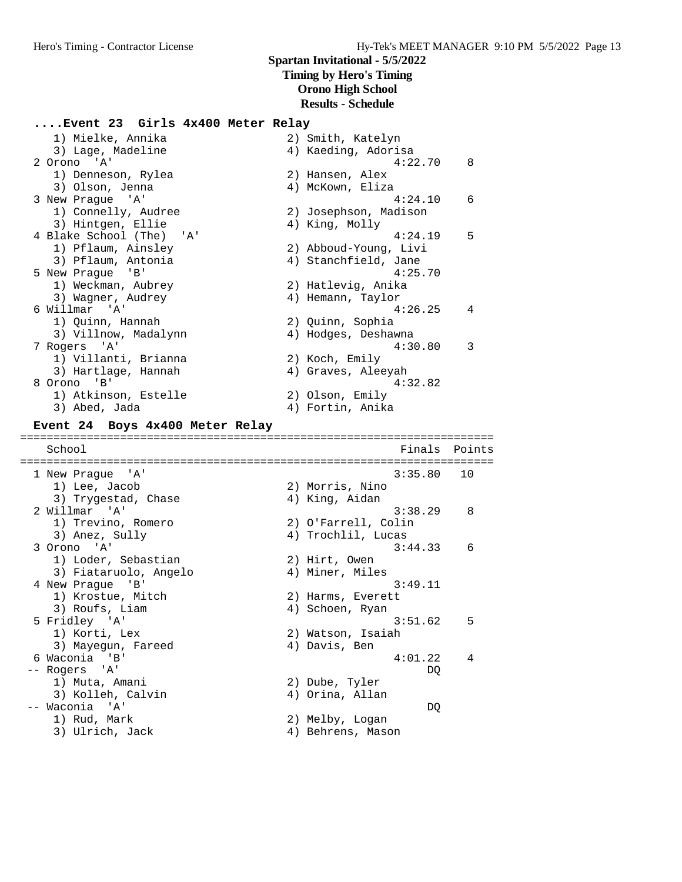## Spartan Invitational - 5/5/2022
### Timing by Hero's Timing
### Orono High School
### Results - Schedule

### ....Event 23 Girls 4x400 Meter Relay

```
   1) Mielke, Annika                 2) Smith, Katelyn
   3) Lage, Madeline                 4) Kaeding, Adorisa
 2 Orono  'A'                                   4:22.70    8
   1) Denneson, Rylea                2) Hansen, Alex
   3) Olson, Jenna                   4) McKown, Eliza
 3 New Prague  'A'                              4:24.10    6
   1) Connelly, Audree               2) Josephson, Madison
   3) Hintgen, Ellie                 4) King, Molly
 4 Blake School (The)  'A'                      4:24.19    5
   1) Pflaum, Ainsley                2) Abboud-Young, Livi
   3) Pflaum, Antonia                4) Stanchfield, Jane
 5 New Prague  'B'                              4:25.70
   1) Weckman, Aubrey                2) Hatlevig, Anika
   3) Wagner, Audrey                 4) Hemann, Taylor
 6 Willmar  'A'                                 4:26.25    4
   1) Quinn, Hannah                  2) Quinn, Sophia
   3) Villnow, Madalynn              4) Hodges, Deshawna
 7 Rogers  'A'                                  4:30.80    3
   1) Villanti, Brianna              2) Koch, Emily
   3) Hartlage, Hannah               4) Graves, Aleeyah
 8 Orono  'B'                                   4:32.82
   1) Atkinson, Estelle              2) Olson, Emily
   3) Abed, Jada                     4) Fortin, Anika
```

### Event 24 Boys 4x400 Meter Relay

```
=======================================================================
    School                                            Finals  Points
=======================================================================
 1 New Prague  'A'                              3:35.80   10
   1) Lee, Jacob                     2) Morris, Nino
   3) Trygestad, Chase               4) King, Aidan
 2 Willmar  'A'                                 3:38.29    8
   1) Trevino, Romero                2) O'Farrell, Colin
   3) Anez, Sully                    4) Trochlil, Lucas
 3 Orono  'A'                                   3:44.33    6
   1) Loder, Sebastian               2) Hirt, Owen
   3) Fiataruolo, Angelo             4) Miner, Miles
 4 New Prague  'B'                              3:49.11
   1) Krostue, Mitch                 2) Harms, Everett
   3) Roufs, Liam                    4) Schoen, Ryan
 5 Fridley  'A'                                 3:51.62    5
   1) Korti, Lex                     2) Watson, Isaiah
   3) Mayegun, Fareed                4) Davis, Ben
 6 Waconia  'B'                                 4:01.22    4
-- Rogers  'A'                                       DQ
   1) Muta, Amani                    2) Dube, Tyler
   3) Kolleh, Calvin                 4) Orina, Allan
-- Waconia  'A'                                      DQ
   1) Rud, Mark                      2) Melby, Logan
   3) Ulrich, Jack                   4) Behrens, Mason
```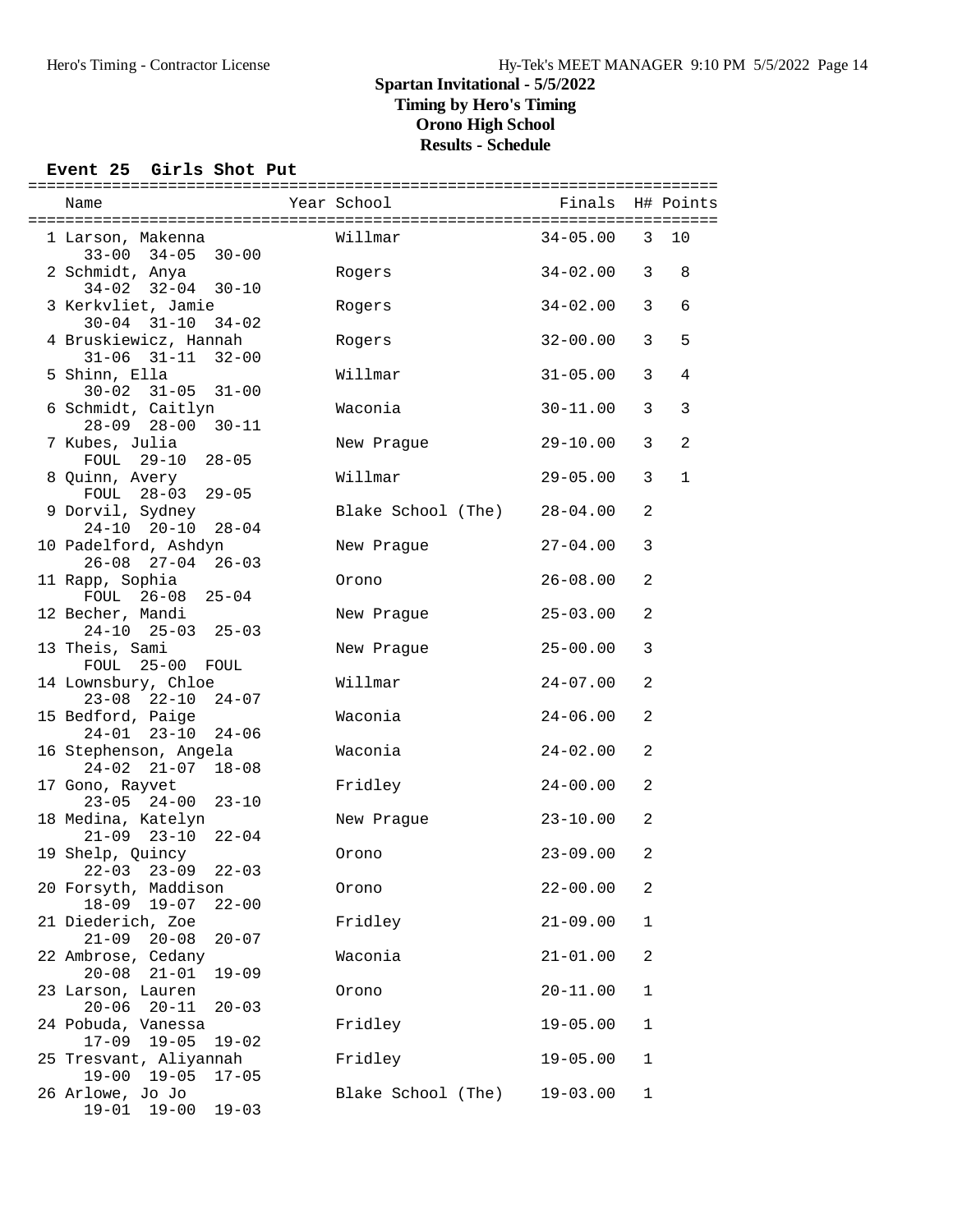# Spartan Invitational - 5/5/2022

**Timing by Hero's Timing**
**Orono High School**
**Results - Schedule**

### Event 25 Girls Shot Put

| Place | Name | Year | School | Finals | H# | Points |
|---|---|---|---|---|---|---|
| 1 | Larson, Makenna | | Willmar | 34-05.00 | 3 | 10 |
| | 33-00 34-05 30-00 | | | | | |
| 2 | Schmidt, Anya | | Rogers | 34-02.00 | 3 | 8 |
| | 34-02 32-04 30-10 | | | | | |
| 3 | Kerkvliet, Jamie | | Rogers | 34-02.00 | 3 | 6 |
| | 30-04 31-10 34-02 | | | | | |
| 4 | Bruskiewicz, Hannah | | Rogers | 32-00.00 | 3 | 5 |
| | 31-06 31-11 32-00 | | | | | |
| 5 | Shinn, Ella | | Willmar | 31-05.00 | 3 | 4 |
| | 30-02 31-05 31-00 | | | | | |
| 6 | Schmidt, Caitlyn | | Waconia | 30-11.00 | 3 | 3 |
| | 28-09 28-00 30-11 | | | | | |
| 7 | Kubes, Julia | | New Prague | 29-10.00 | 3 | 2 |
| | FOUL 29-10 28-05 | | | | | |
| 8 | Quinn, Avery | | Willmar | 29-05.00 | 3 | 1 |
| | FOUL 28-03 29-05 | | | | | |
| 9 | Dorvil, Sydney | | Blake School (The) | 28-04.00 | 2 | |
| | 24-10 20-10 28-04 | | | | | |
| 10 | Padelford, Ashdyn | | New Prague | 27-04.00 | 3 | |
| | 26-08 27-04 26-03 | | | | | |
| 11 | Rapp, Sophia | | Orono | 26-08.00 | 2 | |
| | FOUL 26-08 25-04 | | | | | |
| 12 | Becher, Mandi | | New Prague | 25-03.00 | 2 | |
| | 24-10 25-03 25-03 | | | | | |
| 13 | Theis, Sami | | New Prague | 25-00.00 | 3 | |
| | FOUL 25-00 FOUL | | | | | |
| 14 | Lownsbury, Chloe | | Willmar | 24-07.00 | 2 | |
| | 23-08 22-10 24-07 | | | | | |
| 15 | Bedford, Paige | | Waconia | 24-06.00 | 2 | |
| | 24-01 23-10 24-06 | | | | | |
| 16 | Stephenson, Angela | | Waconia | 24-02.00 | 2 | |
| | 24-02 21-07 18-08 | | | | | |
| 17 | Gono, Rayvet | | Fridley | 24-00.00 | 2 | |
| | 23-05 24-00 23-10 | | | | | |
| 18 | Medina, Katelyn | | New Prague | 23-10.00 | 2 | |
| | 21-09 23-10 22-04 | | | | | |
| 19 | Shelp, Quincy | | Orono | 23-09.00 | 2 | |
| | 22-03 23-09 22-03 | | | | | |
| 20 | Forsyth, Maddison | | Orono | 22-00.00 | 2 | |
| | 18-09 19-07 22-00 | | | | | |
| 21 | Diederich, Zoe | | Fridley | 21-09.00 | 1 | |
| | 21-09 20-08 20-07 | | | | | |
| 22 | Ambrose, Cedany | | Waconia | 21-01.00 | 2 | |
| | 20-08 21-01 19-09 | | | | | |
| 23 | Larson, Lauren | | Orono | 20-11.00 | 1 | |
| | 20-06 20-11 20-03 | | | | | |
| 24 | Pobuda, Vanessa | | Fridley | 19-05.00 | 1 | |
| | 17-09 19-05 19-02 | | | | | |
| 25 | Tresvant, Aliyannah | | Fridley | 19-05.00 | 1 | |
| | 19-00 19-05 17-05 | | | | | |
| 26 | Arlowe, Jo Jo | | Blake School (The) | 19-03.00 | 1 | |
| | 19-01 19-00 19-03 | | | | | |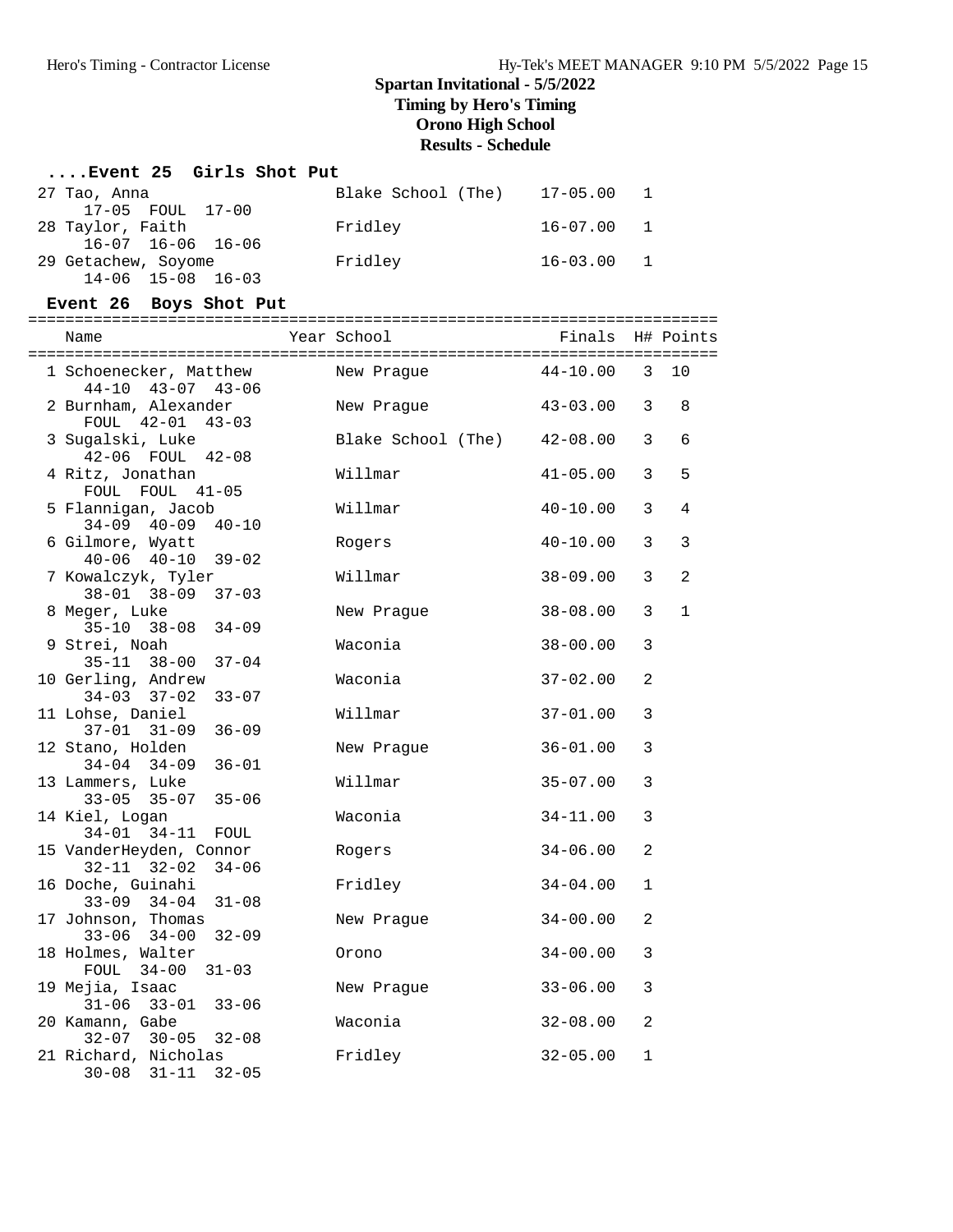# Spartan Invitational - 5/5/2022
## Timing by Hero's Timing
## Orono High School
## Results - Schedule

### ....Event 25 Girls Shot Put

| Name | Year School | Finals | H# |
|---|---|---|---|
| 27 Tao, Anna | Blake School (The) | 17-05.00 | 1 |
| 17-05 FOUL 17-00 | | | |
| 28 Taylor, Faith | Fridley | 16-07.00 | 1 |
| 16-07 16-06 16-06 | | | |
| 29 Getachew, Soyome | Fridley | 16-03.00 | 1 |
| 14-06 15-08 16-03 | | | |

### Event 26 Boys Shot Put

| Name | Year School | Finals | H# | Points |
|---|---|---|---|---|
| 1 Schoenecker, Matthew | New Prague | 44-10.00 | 3 | 10 |
| 44-10 43-07 43-06 | | | | |
| 2 Burnham, Alexander | New Prague | 43-03.00 | 3 | 8 |
| FOUL 42-01 43-03 | | | | |
| 3 Sugalski, Luke | Blake School (The) | 42-08.00 | 3 | 6 |
| 42-06 FOUL 42-08 | | | | |
| 4 Ritz, Jonathan | Willmar | 41-05.00 | 3 | 5 |
| FOUL FOUL 41-05 | | | | |
| 5 Flannigan, Jacob | Willmar | 40-10.00 | 3 | 4 |
| 34-09 40-09 40-10 | | | | |
| 6 Gilmore, Wyatt | Rogers | 40-10.00 | 3 | 3 |
| 40-06 40-10 39-02 | | | | |
| 7 Kowalczyk, Tyler | Willmar | 38-09.00 | 3 | 2 |
| 38-01 38-09 37-03 | | | | |
| 8 Meger, Luke | New Prague | 38-08.00 | 3 | 1 |
| 35-10 38-08 34-09 | | | | |
| 9 Strei, Noah | Waconia | 38-00.00 | 3 | |
| 35-11 38-00 37-04 | | | | |
| 10 Gerling, Andrew | Waconia | 37-02.00 | 2 | |
| 34-03 37-02 33-07 | | | | |
| 11 Lohse, Daniel | Willmar | 37-01.00 | 3 | |
| 37-01 31-09 36-09 | | | | |
| 12 Stano, Holden | New Prague | 36-01.00 | 3 | |
| 34-04 34-09 36-01 | | | | |
| 13 Lammers, Luke | Willmar | 35-07.00 | 3 | |
| 33-05 35-07 35-06 | | | | |
| 14 Kiel, Logan | Waconia | 34-11.00 | 3 | |
| 34-01 34-11 FOUL | | | | |
| 15 VanderHeyden, Connor | Rogers | 34-06.00 | 2 | |
| 32-11 32-02 34-06 | | | | |
| 16 Doche, Guinahi | Fridley | 34-04.00 | 1 | |
| 33-09 34-04 31-08 | | | | |
| 17 Johnson, Thomas | New Prague | 34-00.00 | 2 | |
| 33-06 34-00 32-09 | | | | |
| 18 Holmes, Walter | Orono | 34-00.00 | 3 | |
| FOUL 34-00 31-03 | | | | |
| 19 Mejia, Isaac | New Prague | 33-06.00 | 3 | |
| 31-06 33-01 33-06 | | | | |
| 20 Kamann, Gabe | Waconia | 32-08.00 | 2 | |
| 32-07 30-05 32-08 | | | | |
| 21 Richard, Nicholas | Fridley | 32-05.00 | 1 | |
| 30-08 31-11 32-05 | | | | |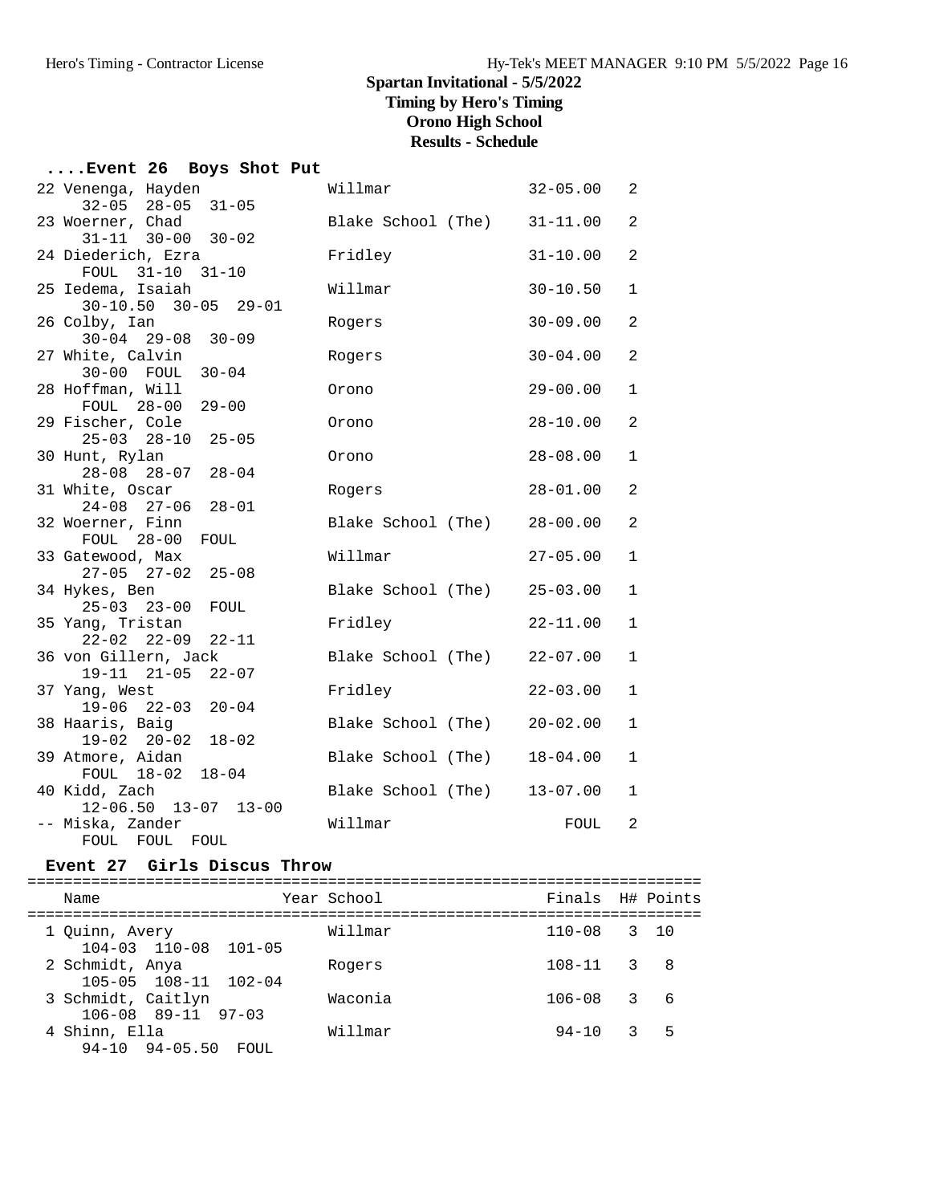# Spartan Invitational - 5/5/2022
## Timing by Hero's Timing
## Orono High School
## Results - Schedule

### ....Event 26 Boys Shot Put

| Place | Name | School | Finals | H# |
|---|---|---|---|---|
| 22 | Venenga, Hayden | Willmar | 32-05.00 | 2 |
| | 32-05 28-05 31-05 | | | |
| 23 | Woerner, Chad | Blake School (The) | 31-11.00 | 2 |
| | 31-11 30-00 30-02 | | | |
| 24 | Diederich, Ezra | Fridley | 31-10.00 | 2 |
| | FOUL 31-10 31-10 | | | |
| 25 | Iedema, Isaiah | Willmar | 30-10.50 | 1 |
| | 30-10.50 30-05 29-01 | | | |
| 26 | Colby, Ian | Rogers | 30-09.00 | 2 |
| | 30-04 29-08 30-09 | | | |
| 27 | White, Calvin | Rogers | 30-04.00 | 2 |
| | 30-00 FOUL 30-04 | | | |
| 28 | Hoffman, Will | Orono | 29-00.00 | 1 |
| | FOUL 28-00 29-00 | | | |
| 29 | Fischer, Cole | Orono | 28-10.00 | 2 |
| | 25-03 28-10 25-05 | | | |
| 30 | Hunt, Rylan | Orono | 28-08.00 | 1 |
| | 28-08 28-07 28-04 | | | |
| 31 | White, Oscar | Rogers | 28-01.00 | 2 |
| | 24-08 27-06 28-01 | | | |
| 32 | Woerner, Finn | Blake School (The) | 28-00.00 | 2 |
| | FOUL 28-00 FOUL | | | |
| 33 | Gatewood, Max | Willmar | 27-05.00 | 1 |
| | 27-05 27-02 25-08 | | | |
| 34 | Hykes, Ben | Blake School (The) | 25-03.00 | 1 |
| | 25-03 23-00 FOUL | | | |
| 35 | Yang, Tristan | Fridley | 22-11.00 | 1 |
| | 22-02 22-09 22-11 | | | |
| 36 | von Gillern, Jack | Blake School (The) | 22-07.00 | 1 |
| | 19-11 21-05 22-07 | | | |
| 37 | Yang, West | Fridley | 22-03.00 | 1 |
| | 19-06 22-03 20-04 | | | |
| 38 | Haaris, Baig | Blake School (The) | 20-02.00 | 1 |
| | 19-02 20-02 18-02 | | | |
| 39 | Atmore, Aidan | Blake School (The) | 18-04.00 | 1 |
| | FOUL 18-02 18-04 | | | |
| 40 | Kidd, Zach | Blake School (The) | 13-07.00 | 1 |
| | 12-06.50 13-07 13-00 | | | |
| -- | Miska, Zander | Willmar | FOUL | 2 |
| | FOUL FOUL FOUL | | | |

### Event 27 Girls Discus Throw

| Place | Name | Year | School | Finals | H# | Points |
|---|---|---|---|---|---|---|
| 1 | Quinn, Avery | | Willmar | 110-08 | 3 | 10 |
| | 104-03 110-08 101-05 | | | | | |
| 2 | Schmidt, Anya | | Rogers | 108-11 | 3 | 8 |
| | 105-05 108-11 102-04 | | | | | |
| 3 | Schmidt, Caitlyn | | Waconia | 106-08 | 3 | 6 |
| | 106-08 89-11 97-03 | | | | | |
| 4 | Shinn, Ella | | Willmar | 94-10 | 3 | 5 |
| | 94-10 94-05.50 FOUL | | | | | |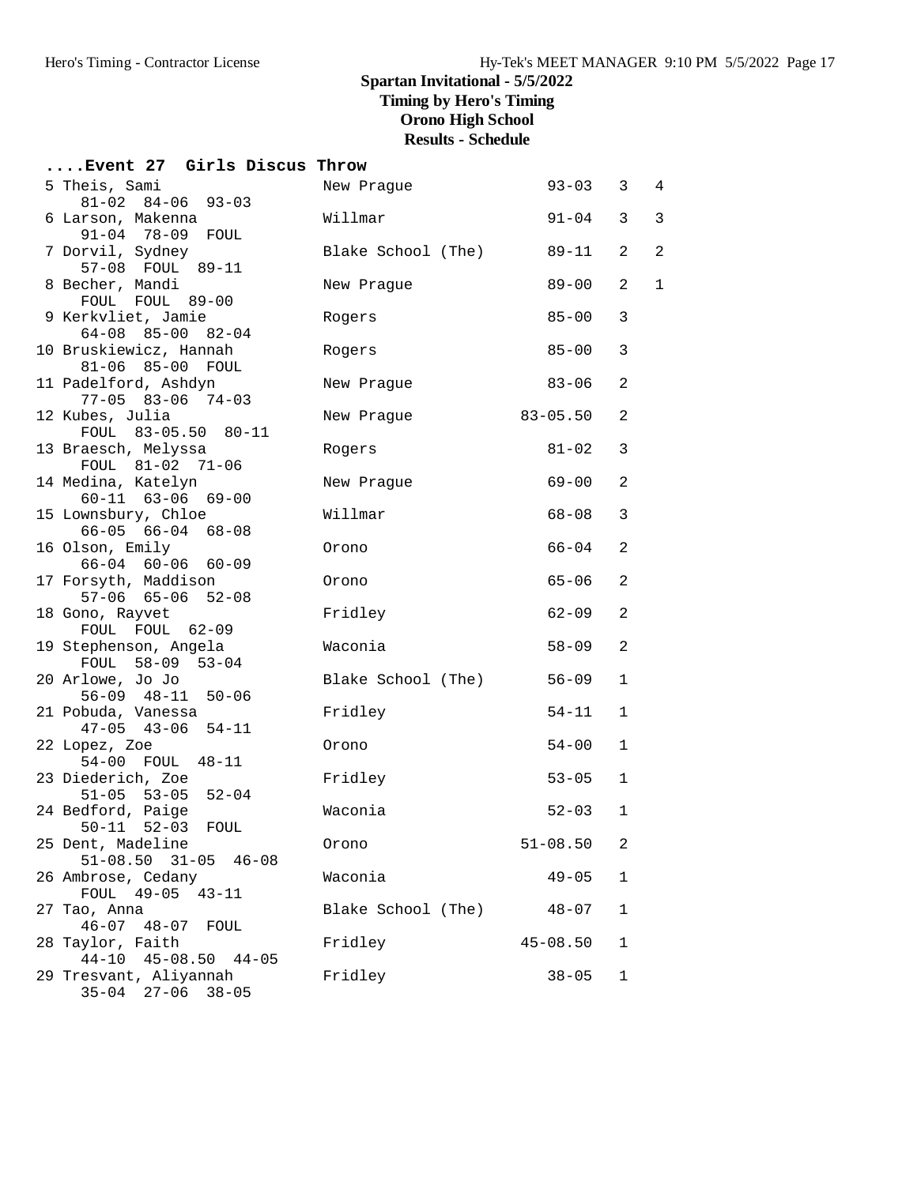## Spartan Invitational - 5/5/2022
### Timing by Hero's Timing
### Orono High School
### Results - Schedule

**....Event 27 Girls Discus Throw**

| Place | Name | School | Mark | Flight | Points |
|---|---|---|---|---|---|
| 5 | Theis, Sami | New Prague | 93-03 | 3 | 4 |
| | 81-02 84-06 93-03 | | | | |
| 6 | Larson, Makenna | Willmar | 91-04 | 3 | 3 |
| | 91-04 78-09 FOUL | | | | |
| 7 | Dorvil, Sydney | Blake School (The) | 89-11 | 2 | 2 |
| | 57-08 FOUL 89-11 | | | | |
| 8 | Becher, Mandi | New Prague | 89-00 | 2 | 1 |
| | FOUL FOUL 89-00 | | | | |
| 9 | Kerkvliet, Jamie | Rogers | 85-00 | 3 | |
| | 64-08 85-00 82-04 | | | | |
| 10 | Bruskiewicz, Hannah | Rogers | 85-00 | 3 | |
| | 81-06 85-00 FOUL | | | | |
| 11 | Padelford, Ashdyn | New Prague | 83-06 | 2 | |
| | 77-05 83-06 74-03 | | | | |
| 12 | Kubes, Julia | New Prague | 83-05.50 | 2 | |
| | FOUL 83-05.50 80-11 | | | | |
| 13 | Braesch, Melyssa | Rogers | 81-02 | 3 | |
| | FOUL 81-02 71-06 | | | | |
| 14 | Medina, Katelyn | New Prague | 69-00 | 2 | |
| | 60-11 63-06 69-00 | | | | |
| 15 | Lownsbury, Chloe | Willmar | 68-08 | 3 | |
| | 66-05 66-04 68-08 | | | | |
| 16 | Olson, Emily | Orono | 66-04 | 2 | |
| | 66-04 60-06 60-09 | | | | |
| 17 | Forsyth, Maddison | Orono | 65-06 | 2 | |
| | 57-06 65-06 52-08 | | | | |
| 18 | Gono, Rayvet | Fridley | 62-09 | 2 | |
| | FOUL FOUL 62-09 | | | | |
| 19 | Stephenson, Angela | Waconia | 58-09 | 2 | |
| | FOUL 58-09 53-04 | | | | |
| 20 | Arlowe, Jo Jo | Blake School (The) | 56-09 | 1 | |
| | 56-09 48-11 50-06 | | | | |
| 21 | Pobuda, Vanessa | Fridley | 54-11 | 1 | |
| | 47-05 43-06 54-11 | | | | |
| 22 | Lopez, Zoe | Orono | 54-00 | 1 | |
| | 54-00 FOUL 48-11 | | | | |
| 23 | Diederich, Zoe | Fridley | 53-05 | 1 | |
| | 51-05 53-05 52-04 | | | | |
| 24 | Bedford, Paige | Waconia | 52-03 | 1 | |
| | 50-11 52-03 FOUL | | | | |
| 25 | Dent, Madeline | Orono | 51-08.50 | 2 | |
| | 51-08.50 31-05 46-08 | | | | |
| 26 | Ambrose, Cedany | Waconia | 49-05 | 1 | |
| | FOUL 49-05 43-11 | | | | |
| 27 | Tao, Anna | Blake School (The) | 48-07 | 1 | |
| | 46-07 48-07 FOUL | | | | |
| 28 | Taylor, Faith | Fridley | 45-08.50 | 1 | |
| | 44-10 45-08.50 44-05 | | | | |
| 29 | Tresvant, Aliyannah | Fridley | 38-05 | 1 | |
| | 35-04 27-06 38-05 | | | | |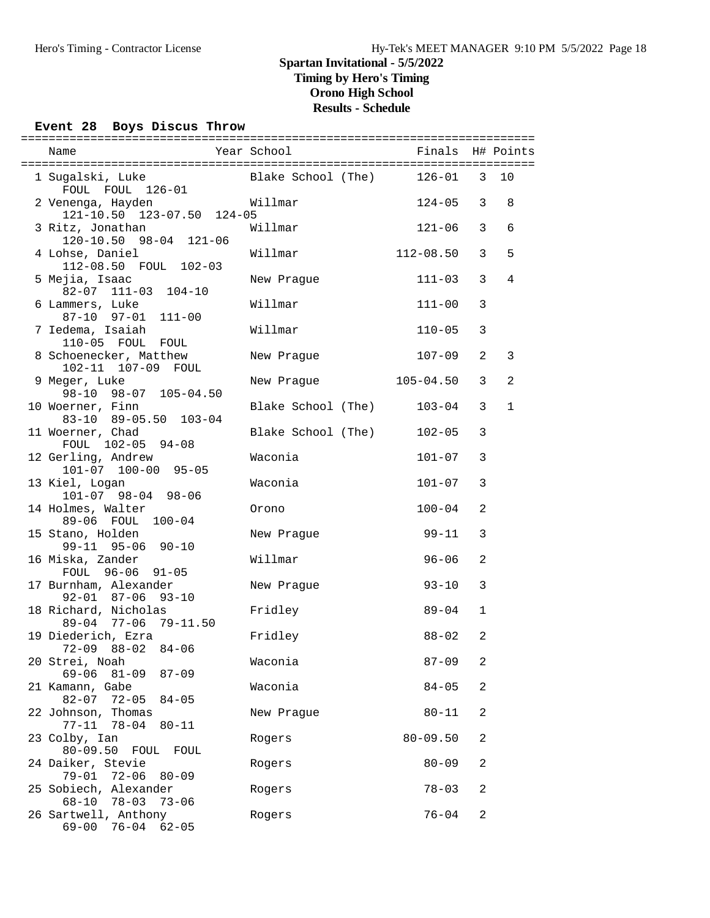# Spartan Invitational - 5/5/2022
## Timing by Hero's Timing
## Orono High School
## Results - Schedule

### Event 28 Boys Discus Throw

| Place | Name | Year | School | Finals | H# | Points |
|---|---|---|---|---|---|---|
| 1 | Sugalski, Luke | | Blake School (The) | 126-01 | 3 | 10 |
| | FOUL FOUL 126-01 | | | | | |
| 2 | Venenga, Hayden | | Willmar | 124-05 | 3 | 8 |
| | 121-10.50 123-07.50 124-05 | | | | | |
| 3 | Ritz, Jonathan | | Willmar | 121-06 | 3 | 6 |
| | 120-10.50 98-04 121-06 | | | | | |
| 4 | Lohse, Daniel | | Willmar | 112-08.50 | 3 | 5 |
| | 112-08.50 FOUL 102-03 | | | | | |
| 5 | Mejia, Isaac | | New Prague | 111-03 | 3 | 4 |
| | 82-07 111-03 104-10 | | | | | |
| 6 | Lammers, Luke | | Willmar | 111-00 | 3 | |
| | 87-10 97-01 111-00 | | | | | |
| 7 | Iedema, Isaiah | | Willmar | 110-05 | 3 | |
| | 110-05 FOUL FOUL | | | | | |
| 8 | Schoenecker, Matthew | | New Prague | 107-09 | 2 | 3 |
| | 102-11 107-09 FOUL | | | | | |
| 9 | Meger, Luke | | New Prague | 105-04.50 | 3 | 2 |
| | 98-10 98-07 105-04.50 | | | | | |
| 10 | Woerner, Finn | | Blake School (The) | 103-04 | 3 | 1 |
| | 83-10 89-05.50 103-04 | | | | | |
| 11 | Woerner, Chad | | Blake School (The) | 102-05 | 3 | |
| | FOUL 102-05 94-08 | | | | | |
| 12 | Gerling, Andrew | | Waconia | 101-07 | 3 | |
| | 101-07 100-00 95-05 | | | | | |
| 13 | Kiel, Logan | | Waconia | 101-07 | 3 | |
| | 101-07 98-04 98-06 | | | | | |
| 14 | Holmes, Walter | | Orono | 100-04 | 2 | |
| | 89-06 FOUL 100-04 | | | | | |
| 15 | Stano, Holden | | New Prague | 99-11 | 3 | |
| | 99-11 95-06 90-10 | | | | | |
| 16 | Miska, Zander | | Willmar | 96-06 | 2 | |
| | FOUL 96-06 91-05 | | | | | |
| 17 | Burnham, Alexander | | New Prague | 93-10 | 3 | |
| | 92-01 87-06 93-10 | | | | | |
| 18 | Richard, Nicholas | | Fridley | 89-04 | 1 | |
| | 89-04 77-06 79-11.50 | | | | | |
| 19 | Diederich, Ezra | | Fridley | 88-02 | 2 | |
| | 72-09 88-02 84-06 | | | | | |
| 20 | Strei, Noah | | Waconia | 87-09 | 2 | |
| | 69-06 81-09 87-09 | | | | | |
| 21 | Kamann, Gabe | | Waconia | 84-05 | 2 | |
| | 82-07 72-05 84-05 | | | | | |
| 22 | Johnson, Thomas | | New Prague | 80-11 | 2 | |
| | 77-11 78-04 80-11 | | | | | |
| 23 | Colby, Ian | | Rogers | 80-09.50 | 2 | |
| | 80-09.50 FOUL FOUL | | | | | |
| 24 | Daiker, Stevie | | Rogers | 80-09 | 2 | |
| | 79-01 72-06 80-09 | | | | | |
| 25 | Sobiech, Alexander | | Rogers | 78-03 | 2 | |
| | 68-10 78-03 73-06 | | | | | |
| 26 | Sartwell, Anthony | | Rogers | 76-04 | 2 | |
| | 69-00 76-04 62-05 | | | | | |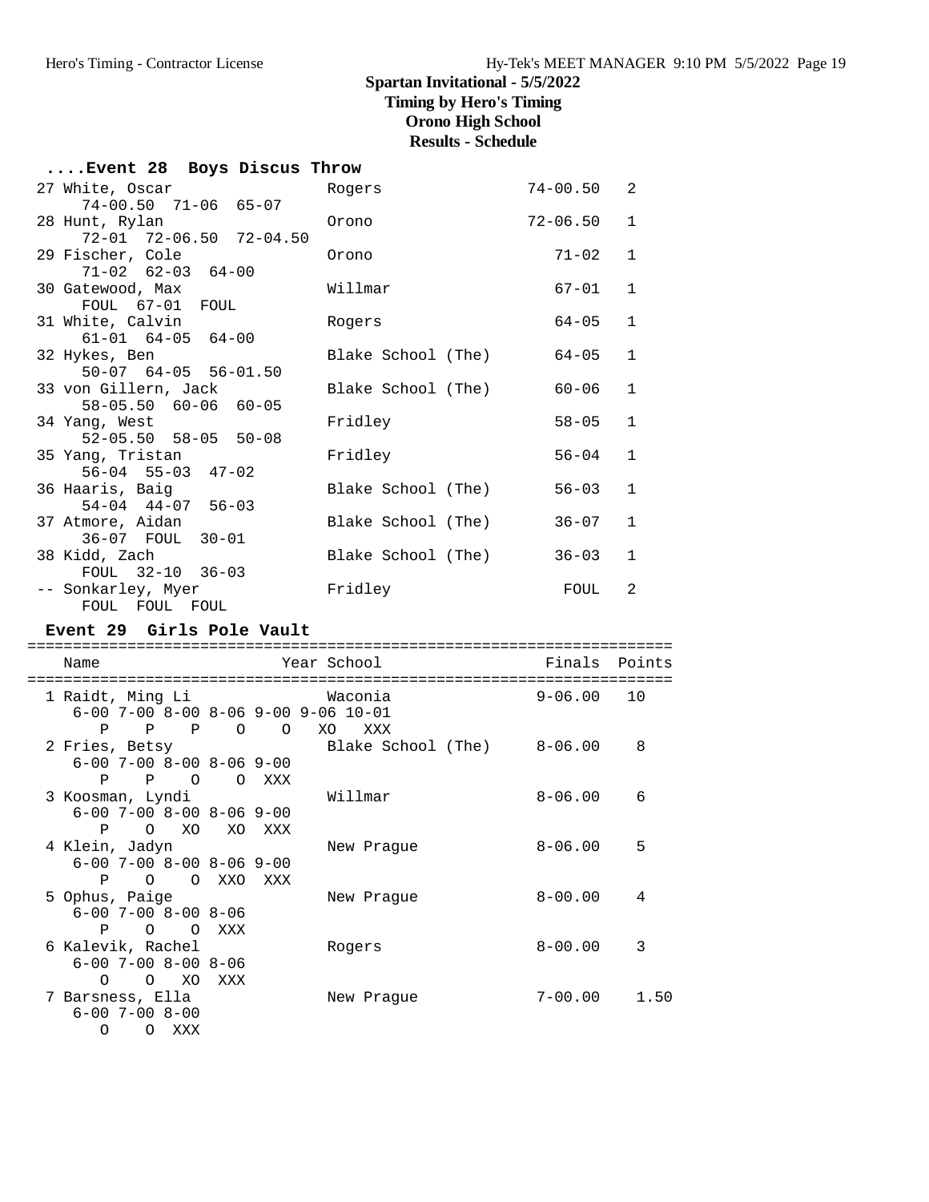# Spartan Invitational - 5/5/2022

**Timing by Hero's Timing**

**Orono High School**

**Results - Schedule**

### ....Event 28 Boys Discus Throw

```
 27 White, Oscar               Rogers                  74-00.50   2
     74-00.50  71-06  65-07
 28 Hunt, Rylan                Orono                   72-06.50   1
     72-01  72-06.50  72-04.50
 29 Fischer, Cole              Orono                      71-02   1
     71-02  62-03  64-00
 30 Gatewood, Max              Willmar                    67-01   1
     FOUL  67-01  FOUL
 31 White, Calvin              Rogers                     64-05   1
     61-01  64-05  64-00
 32 Hykes, Ben                 Blake School (The)         64-05   1
     50-07  64-05  56-01.50
 33 von Gillern, Jack          Blake School (The)         60-06   1
     58-05.50  60-06  60-05
 34 Yang, West                 Fridley                    58-05   1
     52-05.50  58-05  50-08
 35 Yang, Tristan              Fridley                    56-04   1
     56-04  55-03  47-02
 36 Haaris, Baig               Blake School (The)         56-03   1
     54-04  44-07  56-03
 37 Atmore, Aidan              Blake School (The)         36-07   1
     36-07  FOUL  30-01
 38 Kidd, Zach                 Blake School (The)         36-03   1
     FOUL  32-10  36-03
 -- Sonkarley, Myer            Fridley                     FOUL   2
     FOUL  FOUL  FOUL
```

### Event 29 Girls Pole Vault

```
=======================================================================
   Name                    Year School                 Finals  Points
=======================================================================
  1 Raidt, Ming Li              Waconia                 9-06.00   10
     6-00 7-00 8-00 8-06 9-00 9-06 10-01
        P    P    P    O    O   XO   XXX
  2 Fries, Betsy                Blake School (The)      8-06.00    8
     6-00 7-00 8-00 8-06 9-00
        P    P    O    O  XXX
  3 Koosman, Lyndi              Willmar                 8-06.00    6
     6-00 7-00 8-00 8-06 9-00
        P    O   XO   XO  XXX
  4 Klein, Jadyn                New Prague              8-06.00    5
     6-00 7-00 8-00 8-06 9-00
        P    O    O  XXO  XXX
  5 Ophus, Paige                New Prague              8-00.00    4
     6-00 7-00 8-00 8-06
        P    O    O  XXX
  6 Kalevik, Rachel             Rogers                  8-00.00    3
     6-00 7-00 8-00 8-06
        O    O   XO  XXX
  7 Barsness, Ella              New Prague              7-00.00   1.50
     6-00 7-00 8-00
        O    O  XXX
```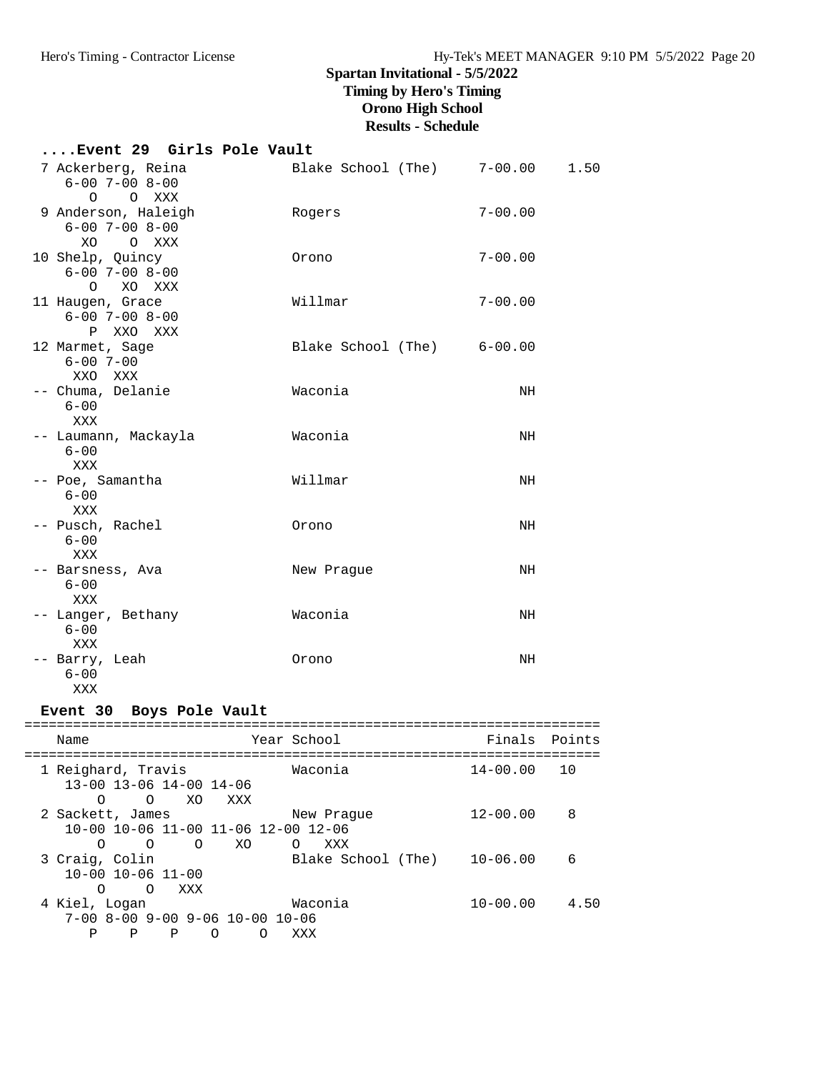## Spartan Invitational - 5/5/2022
**Timing by Hero's Timing**
**Orono High School**
**Results - Schedule**

### ....Event 29 Girls Pole Vault

```
  7 Ackerberg, Reina           Blake School (The)     7-00.00    1.50
     6-00 7-00 8-00
        O    O  XXX
  9 Anderson, Haleigh          Rogers                 7-00.00
     6-00 7-00 8-00
       XO    O  XXX
 10 Shelp, Quincy              Orono                  7-00.00
     6-00 7-00 8-00
        O   XO  XXX
 11 Haugen, Grace              Willmar                7-00.00
     6-00 7-00 8-00
        P  XXO  XXX
 12 Marmet, Sage               Blake School (The)     6-00.00
     6-00 7-00
      XXO  XXX
 -- Chuma, Delanie             Waconia                     NH
     6-00
      XXX
 -- Laumann, Mackayla          Waconia                     NH
     6-00
      XXX
 -- Poe, Samantha              Willmar                     NH
     6-00
      XXX
 -- Pusch, Rachel              Orono                       NH
     6-00
      XXX
 -- Barsness, Ava              New Prague                  NH
     6-00
      XXX
 -- Langer, Bethany            Waconia                     NH
     6-00
      XXX
 -- Barry, Leah                Orono                       NH
     6-00
      XXX
```

### Event 30 Boys Pole Vault

```
=======================================================================
    Name                    Year School                 Finals  Points
=======================================================================
  1 Reighard, Travis             Waconia               14-00.00   10
     13-00 13-06 14-00 14-06
         O     O    XO   XXX
  2 Sackett, James               New Prague            12-00.00    8
     10-00 10-06 11-00 11-06 12-00 12-06
         O     O     O    XO     O   XXX
  3 Craig, Colin                 Blake School (The)    10-06.00    6
     10-00 10-06 11-00
         O     O   XXX
  4 Kiel, Logan                  Waconia               10-00.00    4.50
     7-00 8-00 9-00 9-06 10-00 10-06
        P    P    P    O     O   XXX
```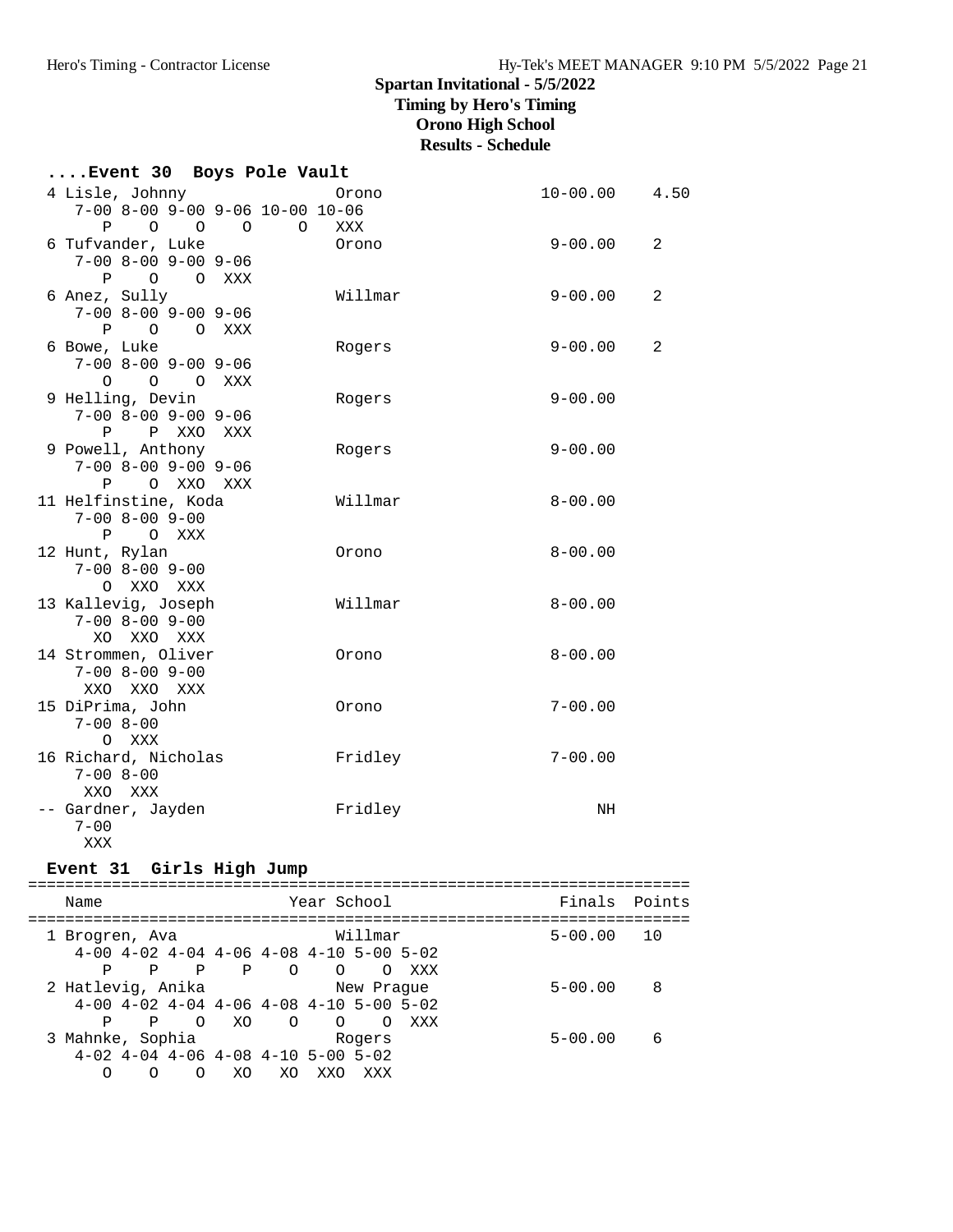Spartan Invitational - 5/5/2022
Timing by Hero's Timing
Orono High School
Results - Schedule

```
....Event 30  Boys Pole Vault
  4 Lisle, Johnny                Orono                  10-00.00    4.50
     7-00 8-00 9-00 9-06 10-00 10-06
        P    O    O    O     O   XXX
  6 Tufvander, Luke              Orono                   9-00.00    2
     7-00 8-00 9-00 9-06
        P    O    O  XXX
  6 Anez, Sully                  Willmar                 9-00.00    2
     7-00 8-00 9-00 9-06
        P    O    O  XXX
  6 Bowe, Luke                   Rogers                  9-00.00    2
     7-00 8-00 9-00 9-06
        O    O    O  XXX
  9 Helling, Devin               Rogers                  9-00.00
     7-00 8-00 9-00 9-06
        P    P  XXO  XXX
  9 Powell, Anthony              Rogers                  9-00.00
     7-00 8-00 9-00 9-06
        P    O  XXO  XXX
 11 Helfinstine, Koda            Willmar                 8-00.00
     7-00 8-00 9-00
        P    O  XXX
 12 Hunt, Rylan                  Orono                   8-00.00
     7-00 8-00 9-00
        O  XXO  XXX
 13 Kallevig, Joseph             Willmar                 8-00.00
     7-00 8-00 9-00
       XO  XXO  XXX
 14 Strommen, Oliver             Orono                   8-00.00
     7-00 8-00 9-00
      XXO  XXO  XXX
 15 DiPrima, John                Orono                   7-00.00
     7-00 8-00
        O  XXX
 16 Richard, Nicholas            Fridley                 7-00.00
     7-00 8-00
      XXO  XXX
 -- Gardner, Jayden              Fridley                      NH
     7-00
      XXX

Event 31  Girls High Jump
========================================================================
    Name                    Year School                 Finals  Points
========================================================================
  1 Brogren, Ava                 Willmar                 5-00.00   10
     4-00 4-02 4-04 4-06 4-08 4-10 5-00 5-02
        P    P    P    P    O    O    O  XXX
  2 Hatlevig, Anika              New Prague              5-00.00    8
     4-00 4-02 4-04 4-06 4-08 4-10 5-00 5-02
        P    P    O   XO    O    O    O  XXX
  3 Mahnke, Sophia               Rogers                  5-00.00    6
     4-02 4-04 4-06 4-08 4-10 5-00 5-02
        O    O    O   XO   XO  XXO  XXX
```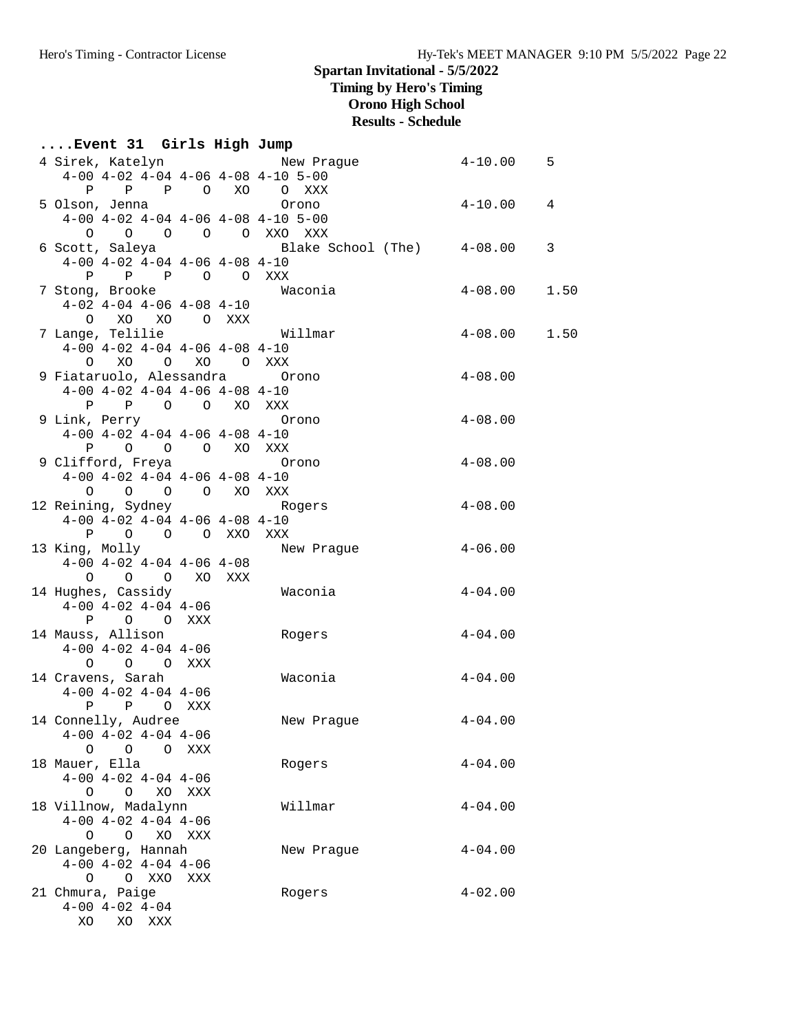# Spartan Invitational - 5/5/2022
## Timing by Hero's Timing
## Orono High School
## Results - Schedule

### ....Event 31 Girls High Jump

```
 4 Sirek, Katelyn              New Prague              4-10.00    5
    4-00 4-02 4-04 4-06 4-08 4-10 5-00
       P    P    P    O   XO    O  XXX
 5 Olson, Jenna                Orono                   4-10.00    4
    4-00 4-02 4-04 4-06 4-08 4-10 5-00
       O    O    O    O    O  XXO  XXX
 6 Scott, Saleya               Blake School (The)      4-08.00    3
    4-00 4-02 4-04 4-06 4-08 4-10
       P    P    P    O    O  XXX
 7 Stong, Brooke               Waconia                 4-08.00    1.50
    4-02 4-04 4-06 4-08 4-10
       O   XO   XO    O  XXX
 7 Lange, Telilie              Willmar                 4-08.00    1.50
    4-00 4-02 4-04 4-06 4-08 4-10
       O   XO    O   XO    O  XXX
 9 Fiataruolo, Alessandra      Orono                   4-08.00
    4-00 4-02 4-04 4-06 4-08 4-10
       P    P    O    O   XO  XXX
 9 Link, Perry                 Orono                   4-08.00
    4-00 4-02 4-04 4-06 4-08 4-10
       P    O    O    O   XO  XXX
 9 Clifford, Freya             Orono                   4-08.00
    4-00 4-02 4-04 4-06 4-08 4-10
       O    O    O    O   XO  XXX
12 Reining, Sydney             Rogers                  4-08.00
    4-00 4-02 4-04 4-06 4-08 4-10
       P    O    O    O  XXO  XXX
13 King, Molly                 New Prague              4-06.00
    4-00 4-02 4-04 4-06 4-08
       O    O    O   XO  XXX
14 Hughes, Cassidy             Waconia                 4-04.00
    4-00 4-02 4-04 4-06
       P    O    O  XXX
14 Mauss, Allison              Rogers                  4-04.00
    4-00 4-02 4-04 4-06
       O    O    O  XXX
14 Cravens, Sarah              Waconia                 4-04.00
    4-00 4-02 4-04 4-06
       P    P    O  XXX
14 Connelly, Audree            New Prague              4-04.00
    4-00 4-02 4-04 4-06
       O    O    O  XXX
18 Mauer, Ella                 Rogers                  4-04.00
    4-00 4-02 4-04 4-06
       O    O   XO  XXX
18 Villnow, Madalynn           Willmar                 4-04.00
    4-00 4-02 4-04 4-06
       O    O   XO  XXX
20 Langeberg, Hannah           New Prague              4-04.00
    4-00 4-02 4-04 4-06
       O    O  XXO  XXX
21 Chmura, Paige               Rogers                  4-02.00
    4-00 4-02 4-04
      XO   XO  XXX
```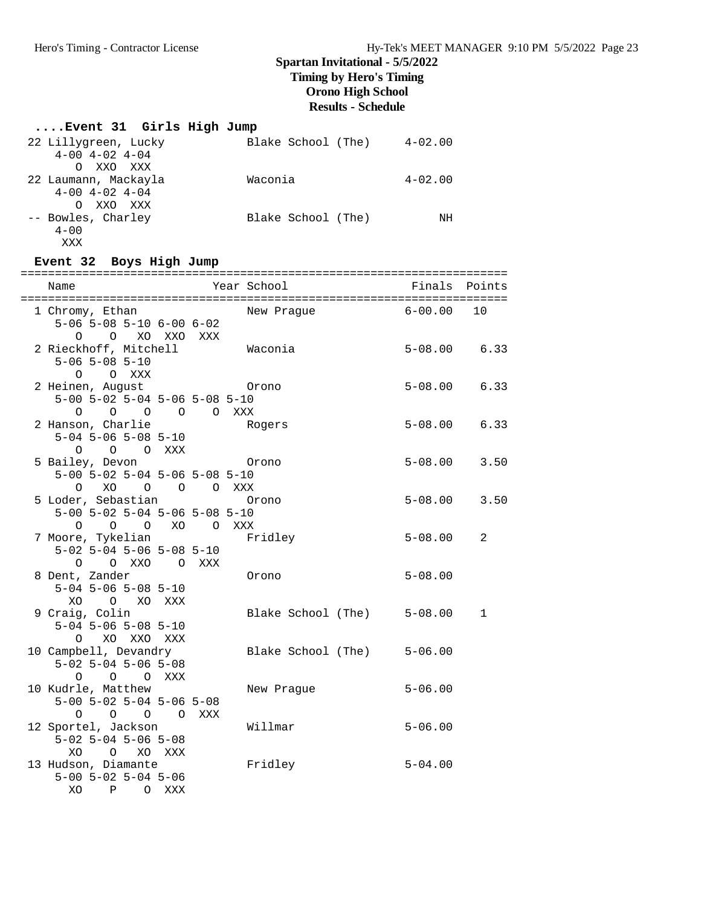# Spartan Invitational - 5/5/2022
## Timing by Hero's Timing
## Orono High School
## Results - Schedule

### ....Event 31 Girls High Jump

```
 22 Lillygreen, Lucky          Blake School (The)     4-02.00
    4-00 4-02 4-04
      O  XXO  XXX
 22 Laumann, Mackayla          Waconia                4-02.00
    4-00 4-02 4-04
      O  XXO  XXX
 -- Bowles, Charley            Blake School (The)          NH
    4-00
     XXX
```

### Event 32 Boys High Jump

```
=======================================================================
   Name                    Year School                  Finals  Points
=======================================================================
  1 Chromy, Ethan               New Prague             6-00.00   10
     5-06 5-08 5-10 6-00 6-02
        O    O   XO  XXO  XXX
  2 Rieckhoff, Mitchell         Waconia                5-08.00    6.33
     5-06 5-08 5-10
        O    O  XXX
  2 Heinen, August              Orono                  5-08.00    6.33
     5-00 5-02 5-04 5-06 5-08 5-10
        O    O    O    O    O  XXX
  2 Hanson, Charlie             Rogers                 5-08.00    6.33
     5-04 5-06 5-08 5-10
        O    O    O  XXX
  5 Bailey, Devon               Orono                  5-08.00    3.50
     5-00 5-02 5-04 5-06 5-08 5-10
        O   XO    O    O    O  XXX
  5 Loder, Sebastian            Orono                  5-08.00    3.50
     5-00 5-02 5-04 5-06 5-08 5-10
        O    O    O   XO    O  XXX
  7 Moore, Tykelian             Fridley                5-08.00    2
     5-02 5-04 5-06 5-08 5-10
        O    O  XXO    O  XXX
  8 Dent, Zander                Orono                  5-08.00
     5-04 5-06 5-08 5-10
       XO    O   XO  XXX
  9 Craig, Colin                Blake School (The)     5-08.00    1
     5-04 5-06 5-08 5-10
        O   XO  XXO  XXX
 10 Campbell, Devandry          Blake School (The)     5-06.00
     5-02 5-04 5-06 5-08
        O    O    O  XXX
 10 Kudrle, Matthew             New Prague             5-06.00
     5-00 5-02 5-04 5-06 5-08
        O    O    O    O  XXX
 12 Sportel, Jackson            Willmar                5-06.00
     5-02 5-04 5-06 5-08
       XO    O   XO  XXX
 13 Hudson, Diamante            Fridley                5-04.00
     5-00 5-02 5-04 5-06
       XO    P    O  XXX
```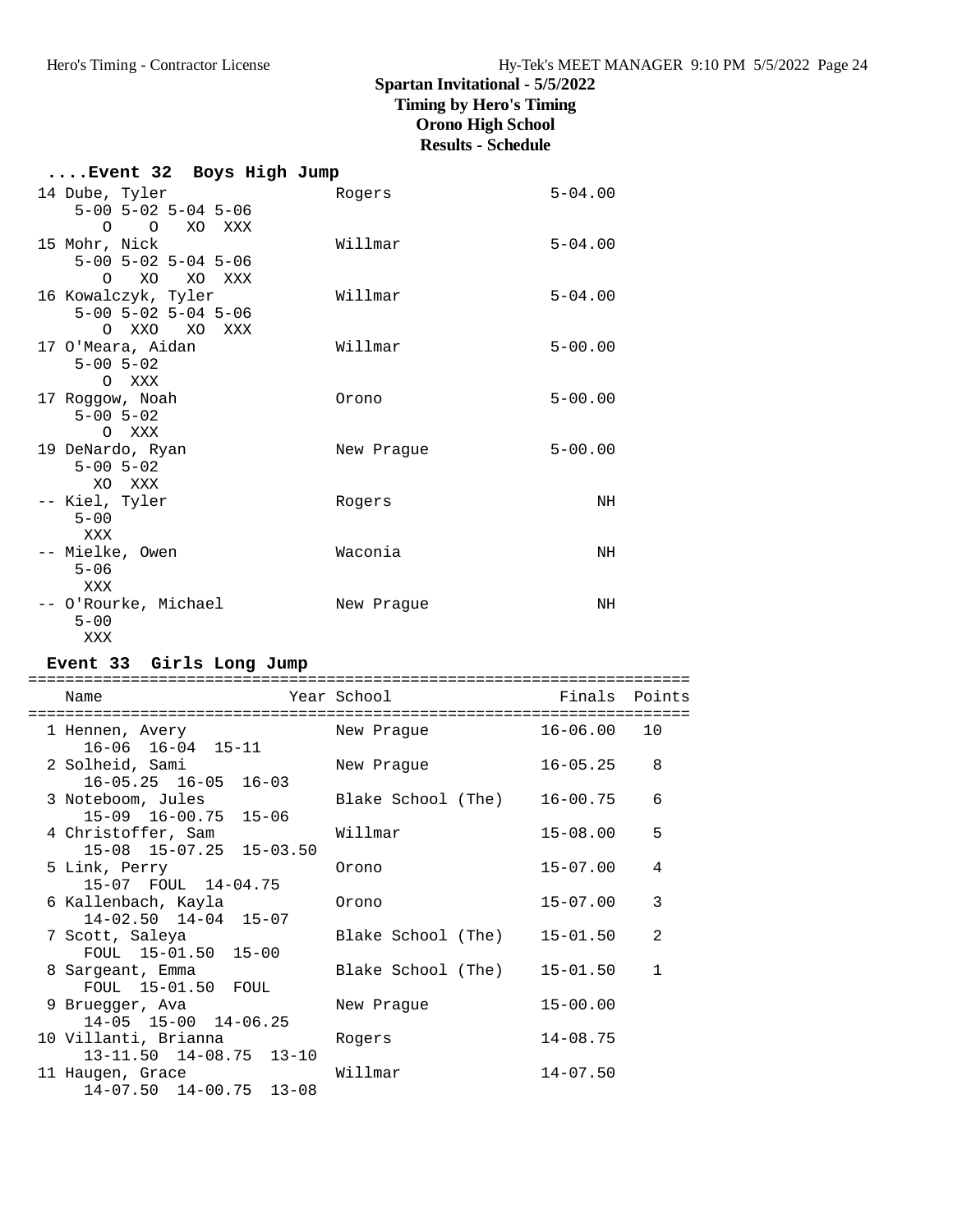**Spartan Invitational - 5/5/2022**
**Timing by Hero's Timing**
**Orono High School**
**Results - Schedule**

### ....Event 32 Boys High Jump

```
 14 Dube, Tyler                  Rogers                  5-04.00
     5-00 5-02 5-04 5-06
        O    O   XO  XXX
 15 Mohr, Nick                   Willmar                 5-04.00
     5-00 5-02 5-04 5-06
        O   XO   XO  XXX
 16 Kowalczyk, Tyler             Willmar                 5-04.00
     5-00 5-02 5-04 5-06
        O  XXO   XO  XXX
 17 O'Meara, Aidan               Willmar                 5-00.00
     5-00 5-02
        O  XXX
 17 Roggow, Noah                 Orono                   5-00.00
     5-00 5-02
        O  XXX
 19 DeNardo, Ryan                New Prague              5-00.00
     5-00 5-02
       XO  XXX
 -- Kiel, Tyler                  Rogers                       NH
     5-00
      XXX
 -- Mielke, Owen                 Waconia                      NH
     5-06
      XXX
 -- O'Rourke, Michael            New Prague                   NH
     5-00
      XXX
```

### Event 33 Girls Long Jump

| Place | Name | Year | School | Finals | Points |
|---|---|---|---|---|---|
| 1 | Hennen, Avery<br>16-06 16-04 15-11 | | New Prague | 16-06.00 | 10 |
| 2 | Solheid, Sami<br>16-05.25 16-05 16-03 | | New Prague | 16-05.25 | 8 |
| 3 | Noteboom, Jules<br>15-09 16-00.75 15-06 | | Blake School (The) | 16-00.75 | 6 |
| 4 | Christoffer, Sam<br>15-08 15-07.25 15-03.50 | | Willmar | 15-08.00 | 5 |
| 5 | Link, Perry<br>15-07 FOUL 14-04.75 | | Orono | 15-07.00 | 4 |
| 6 | Kallenbach, Kayla<br>14-02.50 14-04 15-07 | | Orono | 15-07.00 | 3 |
| 7 | Scott, Saleya<br>FOUL 15-01.50 15-00 | | Blake School (The) | 15-01.50 | 2 |
| 8 | Sargeant, Emma<br>FOUL 15-01.50 FOUL | | Blake School (The) | 15-01.50 | 1 |
| 9 | Bruegger, Ava<br>14-05 15-00 14-06.25 | | New Prague | 15-00.00 | |
| 10 | Villanti, Brianna<br>13-11.50 14-08.75 13-10 | | Rogers | 14-08.75 | |
| 11 | Haugen, Grace<br>14-07.50 14-00.75 13-08 | | Willmar | 14-07.50 | |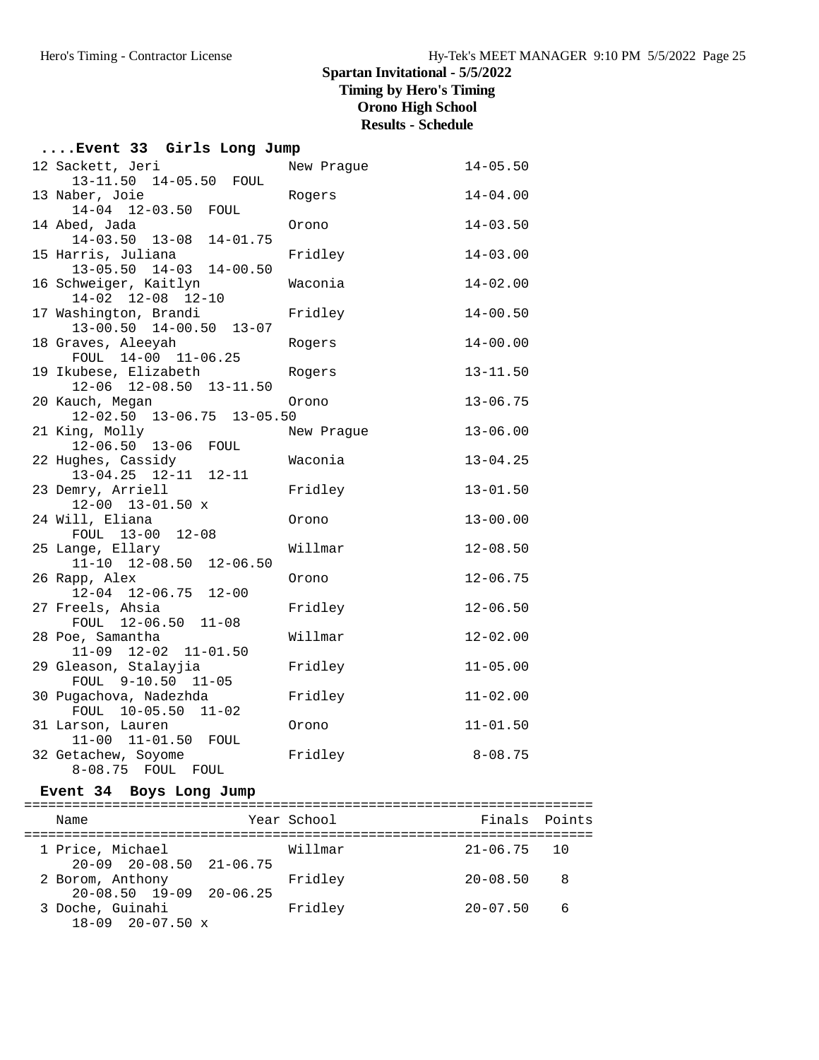# Spartan Invitational - 5/5/2022
## Timing by Hero's Timing
## Orono High School
## Results - Schedule

### ....Event 33 Girls Long Jump

| Place | Name | School | Finals | Attempts |
|---|---|---|---|---|
| 12 | Sackett, Jeri | New Prague | 14-05.50 | 13-11.50 14-05.50 FOUL |
| 13 | Naber, Joie | Rogers | 14-04.00 | 14-04 12-03.50 FOUL |
| 14 | Abed, Jada | Orono | 14-03.50 | 14-03.50 13-08 14-01.75 |
| 15 | Harris, Juliana | Fridley | 14-03.00 | 13-05.50 14-03 14-00.50 |
| 16 | Schweiger, Kaitlyn | Waconia | 14-02.00 | 14-02 12-08 12-10 |
| 17 | Washington, Brandi | Fridley | 14-00.50 | 13-00.50 14-00.50 13-07 |
| 18 | Graves, Aleeyah | Rogers | 14-00.00 | FOUL 14-00 11-06.25 |
| 19 | Ikubese, Elizabeth | Rogers | 13-11.50 | 12-06 12-08.50 13-11.50 |
| 20 | Kauch, Megan | Orono | 13-06.75 | 12-02.50 13-06.75 13-05.50 |
| 21 | King, Molly | New Prague | 13-06.00 | 12-06.50 13-06 FOUL |
| 22 | Hughes, Cassidy | Waconia | 13-04.25 | 13-04.25 12-11 12-11 |
| 23 | Demry, Arriell | Fridley | 13-01.50 | 12-00 13-01.50 x |
| 24 | Will, Eliana | Orono | 13-00.00 | FOUL 13-00 12-08 |
| 25 | Lange, Ellary | Willmar | 12-08.50 | 11-10 12-08.50 12-06.50 |
| 26 | Rapp, Alex | Orono | 12-06.75 | 12-04 12-06.75 12-00 |
| 27 | Freels, Ahsia | Fridley | 12-06.50 | FOUL 12-06.50 11-08 |
| 28 | Poe, Samantha | Willmar | 12-02.00 | 11-09 12-02 11-01.50 |
| 29 | Gleason, Stalayjia | Fridley | 11-05.00 | FOUL 9-10.50 11-05 |
| 30 | Pugachova, Nadezhda | Fridley | 11-02.00 | FOUL 10-05.50 11-02 |
| 31 | Larson, Lauren | Orono | 11-01.50 | 11-00 11-01.50 FOUL |
| 32 | Getachew, Soyome | Fridley | 8-08.75 | 8-08.75 FOUL FOUL |

### Event 34 Boys Long Jump

| Place | Name | Year | School | Finals | Points | Attempts |
|---|---|---|---|---|---|---|
| 1 | Price, Michael | | Willmar | 21-06.75 | 10 | 20-09 20-08.50 21-06.75 |
| 2 | Borom, Anthony | | Fridley | 20-08.50 | 8 | 20-08.50 19-09 20-06.25 |
| 3 | Doche, Guinahi | | Fridley | 20-07.50 | 6 | 18-09 20-07.50 x |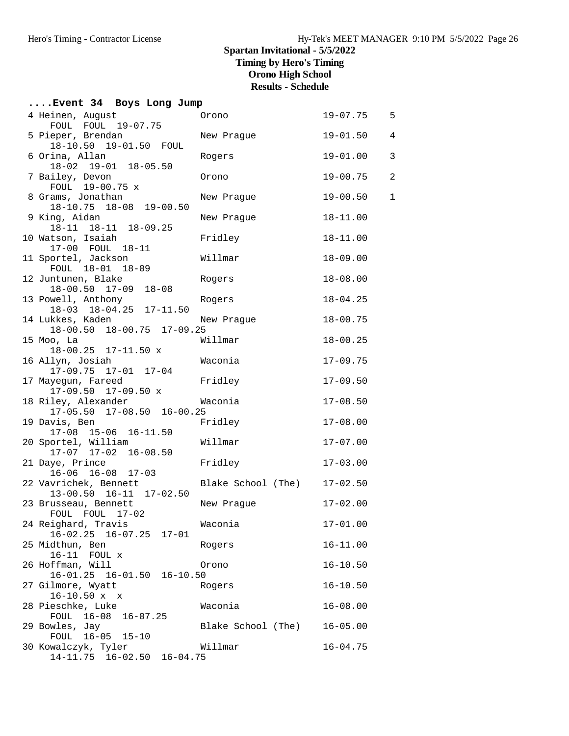# Spartan Invitational - 5/5/2022

**Timing by Hero's Timing**

**Orono High School**

**Results - Schedule**

## ....Event 34 Boys Long Jump

| Place | Name | School | Mark | Points |
|---|---|---|---|---|
| 4 | Heinen, August | Orono | 19-07.75 | 5 |
| | FOUL FOUL 19-07.75 | | | |
| 5 | Pieper, Brendan | New Prague | 19-01.50 | 4 |
| | 18-10.50 19-01.50 FOUL | | | |
| 6 | Orina, Allan | Rogers | 19-01.00 | 3 |
| | 18-02 19-01 18-05.50 | | | |
| 7 | Bailey, Devon | Orono | 19-00.75 | 2 |
| | FOUL 19-00.75 x | | | |
| 8 | Grams, Jonathan | New Prague | 19-00.50 | 1 |
| | 18-10.75 18-08 19-00.50 | | | |
| 9 | King, Aidan | New Prague | 18-11.00 | |
| | 18-11 18-11 18-09.25 | | | |
| 10 | Watson, Isaiah | Fridley | 18-11.00 | |
| | 17-00 FOUL 18-11 | | | |
| 11 | Sportel, Jackson | Willmar | 18-09.00 | |
| | FOUL 18-01 18-09 | | | |
| 12 | Juntunen, Blake | Rogers | 18-08.00 | |
| | 18-00.50 17-09 18-08 | | | |
| 13 | Powell, Anthony | Rogers | 18-04.25 | |
| | 18-03 18-04.25 17-11.50 | | | |
| 14 | Lukkes, Kaden | New Prague | 18-00.75 | |
| | 18-00.50 18-00.75 17-09.25 | | | |
| 15 | Moo, La | Willmar | 18-00.25 | |
| | 18-00.25 17-11.50 x | | | |
| 16 | Allyn, Josiah | Waconia | 17-09.75 | |
| | 17-09.75 17-01 17-04 | | | |
| 17 | Mayegun, Fareed | Fridley | 17-09.50 | |
| | 17-09.50 17-09.50 x | | | |
| 18 | Riley, Alexander | Waconia | 17-08.50 | |
| | 17-05.50 17-08.50 16-00.25 | | | |
| 19 | Davis, Ben | Fridley | 17-08.00 | |
| | 17-08 15-06 16-11.50 | | | |
| 20 | Sportel, William | Willmar | 17-07.00 | |
| | 17-07 17-02 16-08.50 | | | |
| 21 | Daye, Prince | Fridley | 17-03.00 | |
| | 16-06 16-08 17-03 | | | |
| 22 | Vavrichek, Bennett | Blake School (The) | 17-02.50 | |
| | 13-00.50 16-11 17-02.50 | | | |
| 23 | Brusseau, Bennett | New Prague | 17-02.00 | |
| | FOUL FOUL 17-02 | | | |
| 24 | Reighard, Travis | Waconia | 17-01.00 | |
| | 16-02.25 16-07.25 17-01 | | | |
| 25 | Midthun, Ben | Rogers | 16-11.00 | |
| | 16-11 FOUL x | | | |
| 26 | Hoffman, Will | Orono | 16-10.50 | |
| | 16-01.25 16-01.50 16-10.50 | | | |
| 27 | Gilmore, Wyatt | Rogers | 16-10.50 | |
| | 16-10.50 x x | | | |
| 28 | Pieschke, Luke | Waconia | 16-08.00 | |
| | FOUL 16-08 16-07.25 | | | |
| 29 | Bowles, Jay | Blake School (The) | 16-05.00 | |
| | FOUL 16-05 15-10 | | | |
| 30 | Kowalczyk, Tyler | Willmar | 16-04.75 | |
| | 14-11.75 16-02.50 16-04.75 | | | |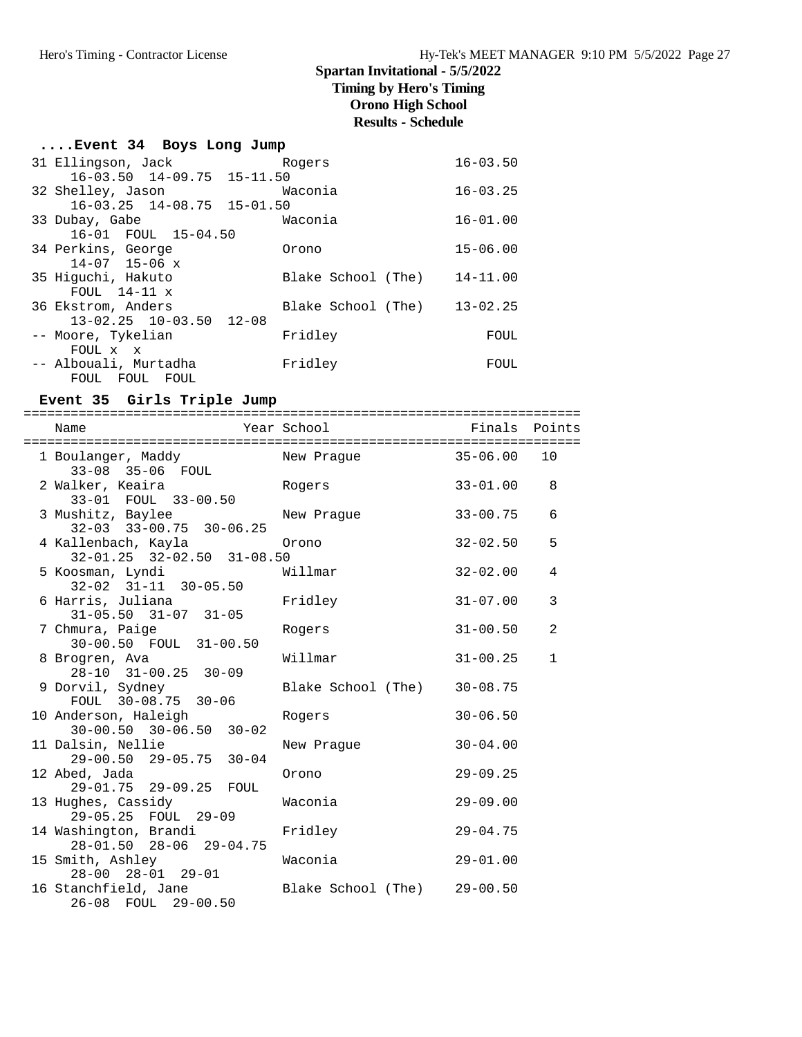# Spartan Invitational - 5/5/2022
## Timing by Hero's Timing
## Orono High School
## Results - Schedule

### ....Event 34 Boys Long Jump

| Place | Name | Year | School | Finals | Points |
|---|---|---|---|---|---|
| 31 | Ellingson, Jack | | Rogers | 16-03.50 | |
| | 16-03.50 14-09.75 15-11.50 | | | | |
| 32 | Shelley, Jason | | Waconia | 16-03.25 | |
| | 16-03.25 14-08.75 15-01.50 | | | | |
| 33 | Dubay, Gabe | | Waconia | 16-01.00 | |
| | 16-01 FOUL 15-04.50 | | | | |
| 34 | Perkins, George | | Orono | 15-06.00 | |
| | 14-07 15-06 x | | | | |
| 35 | Higuchi, Hakuto | | Blake School (The) | 14-11.00 | |
| | FOUL 14-11 x | | | | |
| 36 | Ekstrom, Anders | | Blake School (The) | 13-02.25 | |
| | 13-02.25 10-03.50 12-08 | | | | |
| -- | Moore, Tykelian | | Fridley | FOUL | |
| | FOUL x x | | | | |
| -- | Albouali, Murtadha | | Fridley | FOUL | |
| | FOUL FOUL FOUL | | | | |

### Event 35 Girls Triple Jump

| Place | Name | Year | School | Finals | Points |
|---|---|---|---|---|---|
| 1 | Boulanger, Maddy | | New Prague | 35-06.00 | 10 |
| | 33-08 35-06 FOUL | | | | |
| 2 | Walker, Keaira | | Rogers | 33-01.00 | 8 |
| | 33-01 FOUL 33-00.50 | | | | |
| 3 | Mushitz, Baylee | | New Prague | 33-00.75 | 6 |
| | 32-03 33-00.75 30-06.25 | | | | |
| 4 | Kallenbach, Kayla | | Orono | 32-02.50 | 5 |
| | 32-01.25 32-02.50 31-08.50 | | | | |
| 5 | Koosman, Lyndi | | Willmar | 32-02.00 | 4 |
| | 32-02 31-11 30-05.50 | | | | |
| 6 | Harris, Juliana | | Fridley | 31-07.00 | 3 |
| | 31-05.50 31-07 31-05 | | | | |
| 7 | Chmura, Paige | | Rogers | 31-00.50 | 2 |
| | 30-00.50 FOUL 31-00.50 | | | | |
| 8 | Brogren, Ava | | Willmar | 31-00.25 | 1 |
| | 28-10 31-00.25 30-09 | | | | |
| 9 | Dorvil, Sydney | | Blake School (The) | 30-08.75 | |
| | FOUL 30-08.75 30-06 | | | | |
| 10 | Anderson, Haleigh | | Rogers | 30-06.50 | |
| | 30-00.50 30-06.50 30-02 | | | | |
| 11 | Dalsin, Nellie | | New Prague | 30-04.00 | |
| | 29-00.50 29-05.75 30-04 | | | | |
| 12 | Abed, Jada | | Orono | 29-09.25 | |
| | 29-01.75 29-09.25 FOUL | | | | |
| 13 | Hughes, Cassidy | | Waconia | 29-09.00 | |
| | 29-05.25 FOUL 29-09 | | | | |
| 14 | Washington, Brandi | | Fridley | 29-04.75 | |
| | 28-01.50 28-06 29-04.75 | | | | |
| 15 | Smith, Ashley | | Waconia | 29-01.00 | |
| | 28-00 28-01 29-01 | | | | |
| 16 | Stanchfield, Jane | | Blake School (The) | 29-00.50 | |
| | 26-08 FOUL 29-00.50 | | | | |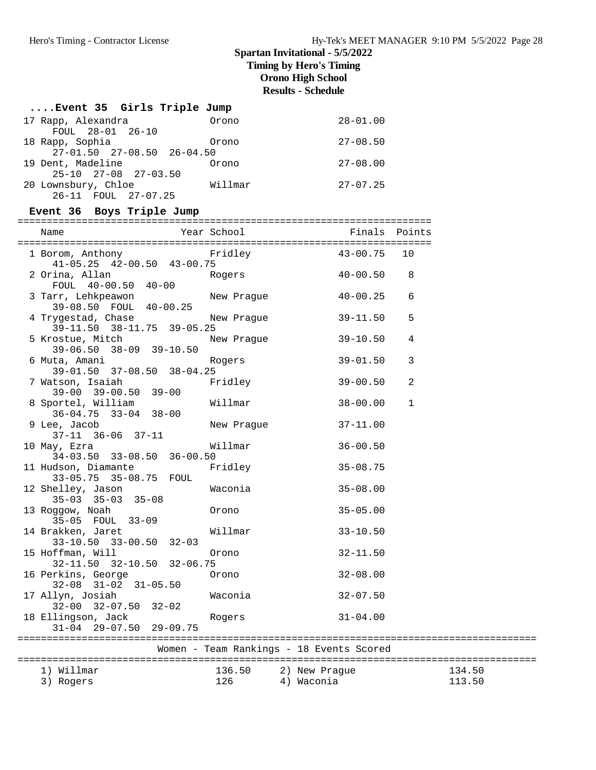## Spartan Invitational - 5/5/2022
**Timing by Hero's Timing**
**Orono High School**
**Results - Schedule**

### ....Event 35 Girls Triple Jump

| Place | Name | School | Finals | Attempts |
|---|---|---|---|---|
| 17 | Rapp, Alexandra | Orono | 28-01.00 | FOUL 28-01 26-10 |
| 18 | Rapp, Sophia | Orono | 27-08.50 | 27-01.50 27-08.50 26-04.50 |
| 19 | Dent, Madeline | Orono | 27-08.00 | 25-10 27-08 27-03.50 |
| 20 | Lownsbury, Chloe | Willmar | 27-07.25 | 26-11 FOUL 27-07.25 |

### Event 36 Boys Triple Jump

| Place | Name | Year School | Finals | Points | Attempts |
|---|---|---|---|---|---|
| 1 | Borom, Anthony | Fridley | 43-00.75 | 10 | 41-05.25 42-00.50 43-00.75 |
| 2 | Orina, Allan | Rogers | 40-00.50 | 8 | FOUL 40-00.50 40-00 |
| 3 | Tarr, Lehkpeawon | New Prague | 40-00.25 | 6 | 39-08.50 FOUL 40-00.25 |
| 4 | Trygestad, Chase | New Prague | 39-11.50 | 5 | 39-11.50 38-11.75 39-05.25 |
| 5 | Krostue, Mitch | New Prague | 39-10.50 | 4 | 39-06.50 38-09 39-10.50 |
| 6 | Muta, Amani | Rogers | 39-01.50 | 3 | 39-01.50 37-08.50 38-04.25 |
| 7 | Watson, Isaiah | Fridley | 39-00.50 | 2 | 39-00 39-00.50 39-00 |
| 8 | Sportel, William | Willmar | 38-00.00 | 1 | 36-04.75 33-04 38-00 |
| 9 | Lee, Jacob | New Prague | 37-11.00 | | 37-11 36-06 37-11 |
| 10 | May, Ezra | Willmar | 36-00.50 | | 34-03.50 33-08.50 36-00.50 |
| 11 | Hudson, Diamante | Fridley | 35-08.75 | | 33-05.75 35-08.75 FOUL |
| 12 | Shelley, Jason | Waconia | 35-08.00 | | 35-03 35-03 35-08 |
| 13 | Roggow, Noah | Orono | 35-05.00 | | 35-05 FOUL 33-09 |
| 14 | Brakken, Jaret | Willmar | 33-10.50 | | 33-10.50 33-00.50 32-03 |
| 15 | Hoffman, Will | Orono | 32-11.50 | | 32-11.50 32-10.50 32-06.75 |
| 16 | Perkins, George | Orono | 32-08.00 | | 32-08 31-02 31-05.50 |
| 17 | Allyn, Josiah | Waconia | 32-07.50 | | 32-00 32-07.50 32-02 |
| 18 | Ellingson, Jack | Rogers | 31-04.00 | | 31-04 29-07.50 29-09.75 |

### Women - Team Rankings - 18 Events Scored

| Rank | Team | Points | Rank | Team | Points |
|---|---|---|---|---|---|
| 1) | Willmar | 136.50 | 2) | New Prague | 134.50 |
| 3) | Rogers | 126 | 4) | Waconia | 113.50 |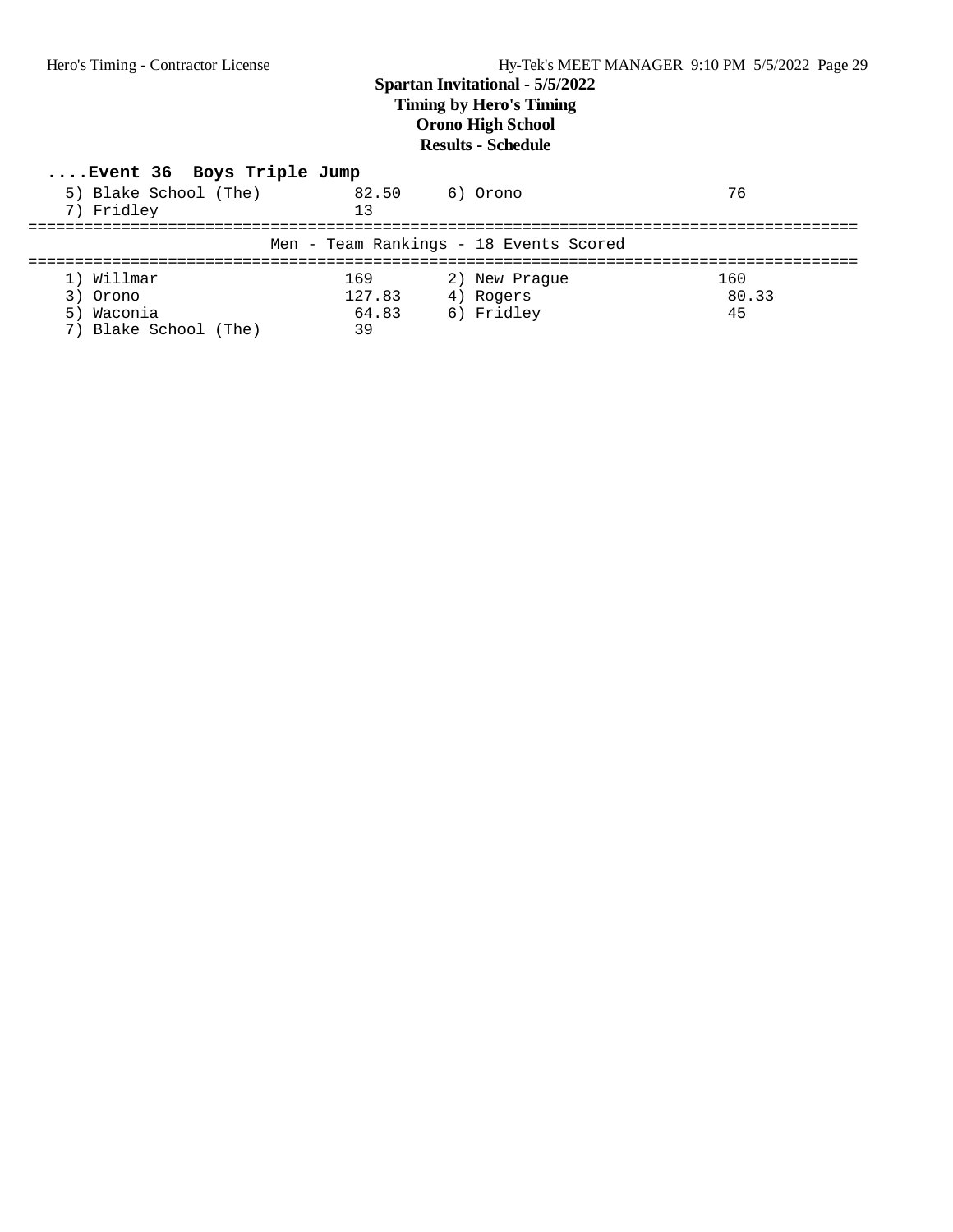# Spartan Invitational - 5/5/2022

**Timing by Hero's Timing**

**Orono High School**

**Results - Schedule**

### ....Event 36 Boys Triple Jump

| | | | |
|---|---|---|---|
| 5) Blake School (The) | 82.50 | 6) Orono | 76 |
| 7) Fridley | 13 | | |

### Men - Team Rankings - 18 Events Scored

| | | | |
|---|---|---|---|
| 1) Willmar | 169 | 2) New Prague | 160 |
| 3) Orono | 127.83 | 4) Rogers | 80.33 |
| 5) Waconia | 64.83 | 6) Fridley | 45 |
| 7) Blake School (The) | 39 | | |